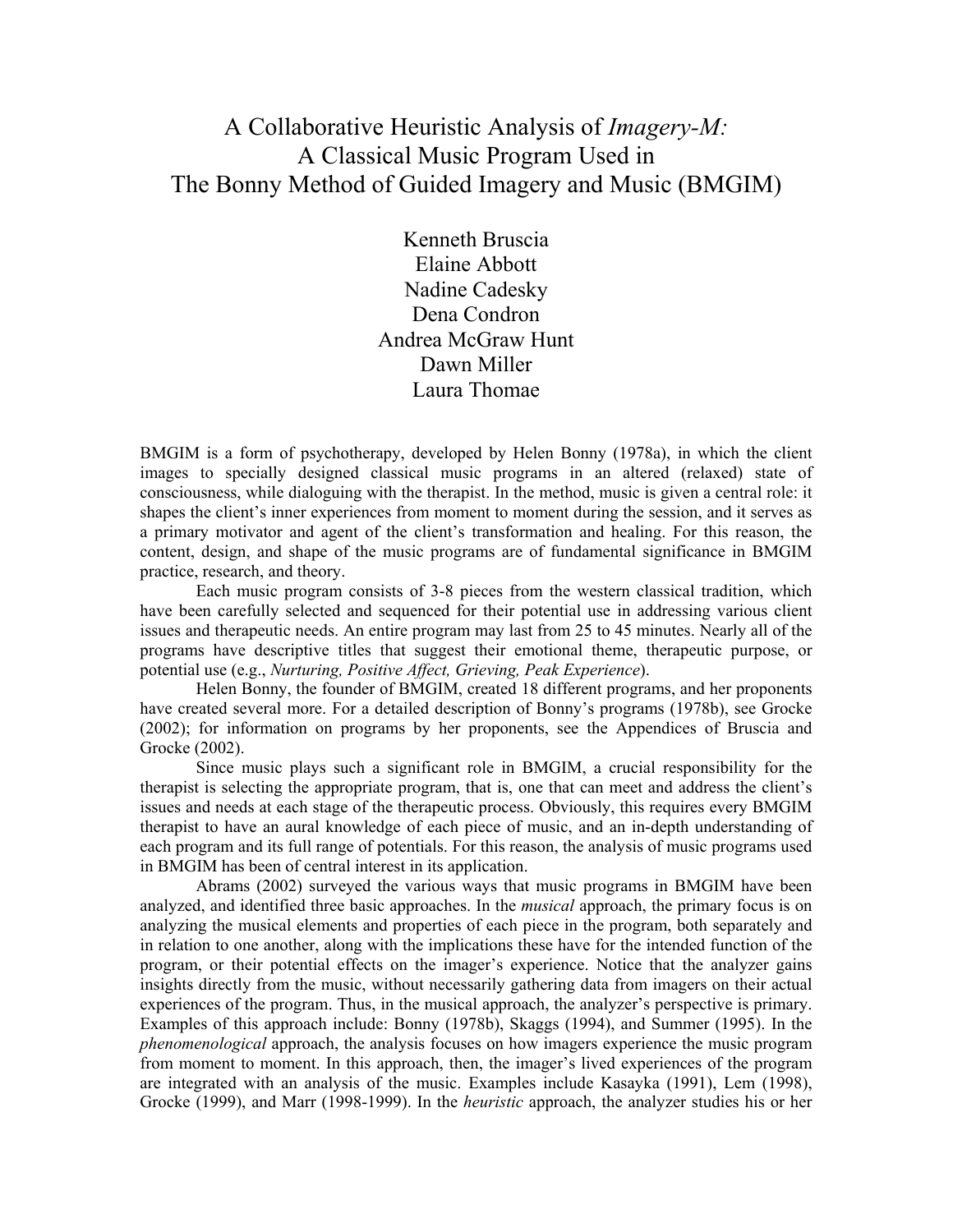# A Collaborative Heuristic Analysis of *Imagery-M:* A Classical Music Program Used in The Bonny Method of Guided Imagery and Music (BMGIM)

Kenneth Bruscia
Elaine Abbott
Nadine Cadesky
Dena Condron
Andrea McGraw Hunt
Dawn Miller
Laura Thomae

BMGIM is a form of psychotherapy, developed by Helen Bonny (1978a), in which the client images to specially designed classical music programs in an altered (relaxed) state of consciousness, while dialoguing with the therapist. In the method, music is given a central role: it shapes the client's inner experiences from moment to moment during the session, and it serves as a primary motivator and agent of the client's transformation and healing. For this reason, the content, design, and shape of the music programs are of fundamental significance in BMGIM practice, research, and theory.

Each music program consists of 3-8 pieces from the western classical tradition, which have been carefully selected and sequenced for their potential use in addressing various client issues and therapeutic needs. An entire program may last from 25 to 45 minutes. Nearly all of the programs have descriptive titles that suggest their emotional theme, therapeutic purpose, or potential use (e.g., *Nurturing, Positive Affect, Grieving, Peak Experience*).

Helen Bonny, the founder of BMGIM, created 18 different programs, and her proponents have created several more. For a detailed description of Bonny's programs (1978b), see Grocke (2002); for information on programs by her proponents, see the Appendices of Bruscia and Grocke (2002).

Since music plays such a significant role in BMGIM, a crucial responsibility for the therapist is selecting the appropriate program, that is, one that can meet and address the client's issues and needs at each stage of the therapeutic process. Obviously, this requires every BMGIM therapist to have an aural knowledge of each piece of music, and an in-depth understanding of each program and its full range of potentials. For this reason, the analysis of music programs used in BMGIM has been of central interest in its application.

Abrams (2002) surveyed the various ways that music programs in BMGIM have been analyzed, and identified three basic approaches. In the *musical* approach, the primary focus is on analyzing the musical elements and properties of each piece in the program, both separately and in relation to one another, along with the implications these have for the intended function of the program, or their potential effects on the imager's experience. Notice that the analyzer gains insights directly from the music, without necessarily gathering data from imagers on their actual experiences of the program. Thus, in the musical approach, the analyzer's perspective is primary. Examples of this approach include: Bonny (1978b), Skaggs (1994), and Summer (1995). In the *phenomenological* approach, the analysis focuses on how imagers experience the music program from moment to moment. In this approach, then, the imager's lived experiences of the program are integrated with an analysis of the music. Examples include Kasayka (1991), Lem (1998), Grocke (1999), and Marr (1998-1999). In the *heuristic* approach, the analyzer studies his or her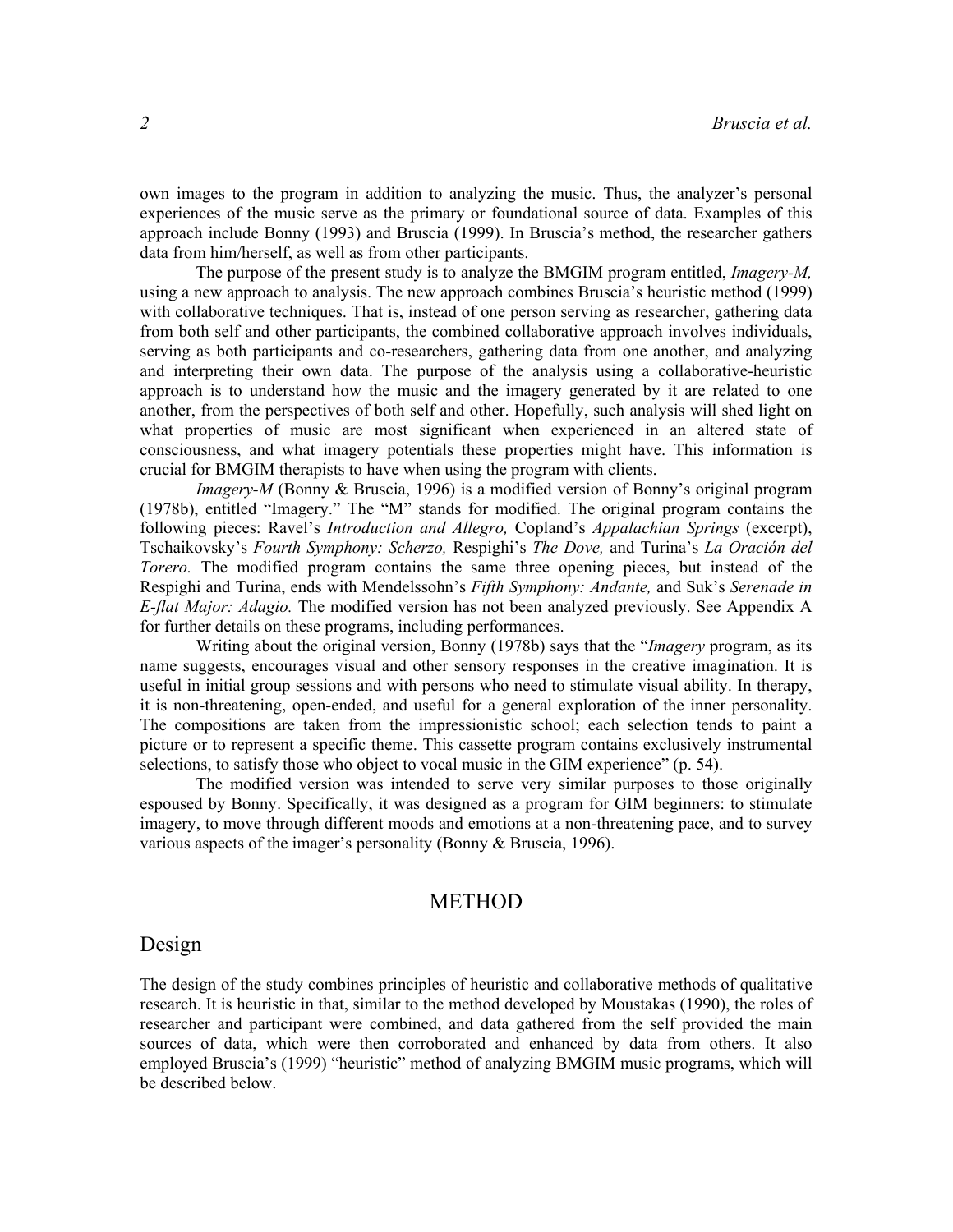own images to the program in addition to analyzing the music. Thus, the analyzer's personal experiences of the music serve as the primary or foundational source of data. Examples of this approach include Bonny (1993) and Bruscia (1999). In Bruscia's method, the researcher gathers data from him/herself, as well as from other participants.

The purpose of the present study is to analyze the BMGIM program entitled, *Imagery-M,* using a new approach to analysis. The new approach combines Bruscia's heuristic method (1999) with collaborative techniques. That is, instead of one person serving as researcher, gathering data from both self and other participants, the combined collaborative approach involves individuals, serving as both participants and co-researchers, gathering data from one another, and analyzing and interpreting their own data. The purpose of the analysis using a collaborative-heuristic approach is to understand how the music and the imagery generated by it are related to one another, from the perspectives of both self and other. Hopefully, such analysis will shed light on what properties of music are most significant when experienced in an altered state of consciousness, and what imagery potentials these properties might have. This information is crucial for BMGIM therapists to have when using the program with clients.

*Imagery-M* (Bonny & Bruscia, 1996) is a modified version of Bonny's original program (1978b), entitled "Imagery." The "M" stands for modified. The original program contains the following pieces: Ravel's *Introduction and Allegro,* Copland's *Appalachian Springs* (excerpt), Tschaikovsky's *Fourth Symphony: Scherzo,* Respighi's *The Dove,* and Turina's *La Oración del Torero.* The modified program contains the same three opening pieces, but instead of the Respighi and Turina, ends with Mendelssohn's *Fifth Symphony: Andante,* and Suk's *Serenade in E-flat Major: Adagio.* The modified version has not been analyzed previously. See Appendix A for further details on these programs, including performances.

Writing about the original version, Bonny (1978b) says that the "*Imagery* program, as its name suggests, encourages visual and other sensory responses in the creative imagination. It is useful in initial group sessions and with persons who need to stimulate visual ability. In therapy, it is non-threatening, open-ended, and useful for a general exploration of the inner personality. The compositions are taken from the impressionistic school; each selection tends to paint a picture or to represent a specific theme. This cassette program contains exclusively instrumental selections, to satisfy those who object to vocal music in the GIM experience" (p. 54).

The modified version was intended to serve very similar purposes to those originally espoused by Bonny. Specifically, it was designed as a program for GIM beginners: to stimulate imagery, to move through different moods and emotions at a non-threatening pace, and to survey various aspects of the imager's personality (Bonny & Bruscia, 1996).

# METHOD

## Design

The design of the study combines principles of heuristic and collaborative methods of qualitative research. It is heuristic in that, similar to the method developed by Moustakas (1990), the roles of researcher and participant were combined, and data gathered from the self provided the main sources of data, which were then corroborated and enhanced by data from others. It also employed Bruscia's (1999) "heuristic" method of analyzing BMGIM music programs, which will be described below.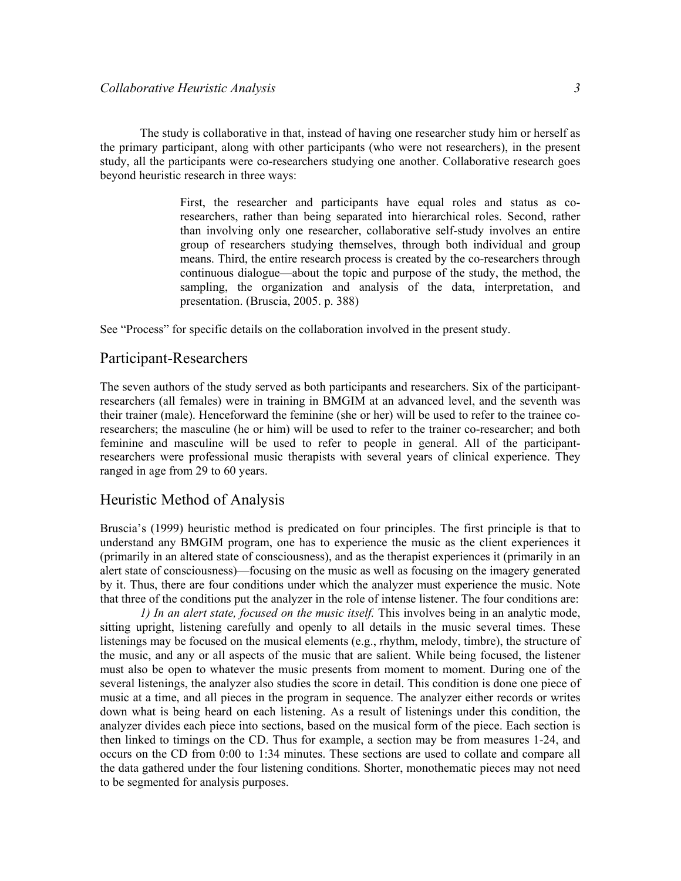The study is collaborative in that, instead of having one researcher study him or herself as the primary participant, along with other participants (who were not researchers), in the present study, all the participants were co-researchers studying one another. Collaborative research goes beyond heuristic research in three ways:

> First, the researcher and participants have equal roles and status as co-researchers, rather than being separated into hierarchical roles. Second, rather than involving only one researcher, collaborative self-study involves an entire group of researchers studying themselves, through both individual and group means. Third, the entire research process is created by the co-researchers through continuous dialogue—about the topic and purpose of the study, the method, the sampling, the organization and analysis of the data, interpretation, and presentation. (Bruscia, 2005. p. 388)

See "Process" for specific details on the collaboration involved in the present study.

## Participant-Researchers

The seven authors of the study served as both participants and researchers. Six of the participant-researchers (all females) were in training in BMGIM at an advanced level, and the seventh was their trainer (male). Henceforward the feminine (she or her) will be used to refer to the trainee co-researchers; the masculine (he or him) will be used to refer to the trainer co-researcher; and both feminine and masculine will be used to refer to people in general. All of the participant-researchers were professional music therapists with several years of clinical experience. They ranged in age from 29 to 60 years.

## Heuristic Method of Analysis

Bruscia's (1999) heuristic method is predicated on four principles. The first principle is that to understand any BMGIM program, one has to experience the music as the client experiences it (primarily in an altered state of consciousness), and as the therapist experiences it (primarily in an alert state of consciousness)—focusing on the music as well as focusing on the imagery generated by it. Thus, there are four conditions under which the analyzer must experience the music. Note that three of the conditions put the analyzer in the role of intense listener. The four conditions are:

*1) In an alert state, focused on the music itself.* This involves being in an analytic mode, sitting upright, listening carefully and openly to all details in the music several times. These listenings may be focused on the musical elements (e.g., rhythm, melody, timbre), the structure of the music, and any or all aspects of the music that are salient. While being focused, the listener must also be open to whatever the music presents from moment to moment. During one of the several listenings, the analyzer also studies the score in detail. This condition is done one piece of music at a time, and all pieces in the program in sequence. The analyzer either records or writes down what is being heard on each listening. As a result of listenings under this condition, the analyzer divides each piece into sections, based on the musical form of the piece. Each section is then linked to timings on the CD. Thus for example, a section may be from measures 1-24, and occurs on the CD from 0:00 to 1:34 minutes. These sections are used to collate and compare all the data gathered under the four listening conditions. Shorter, monothematic pieces may not need to be segmented for analysis purposes.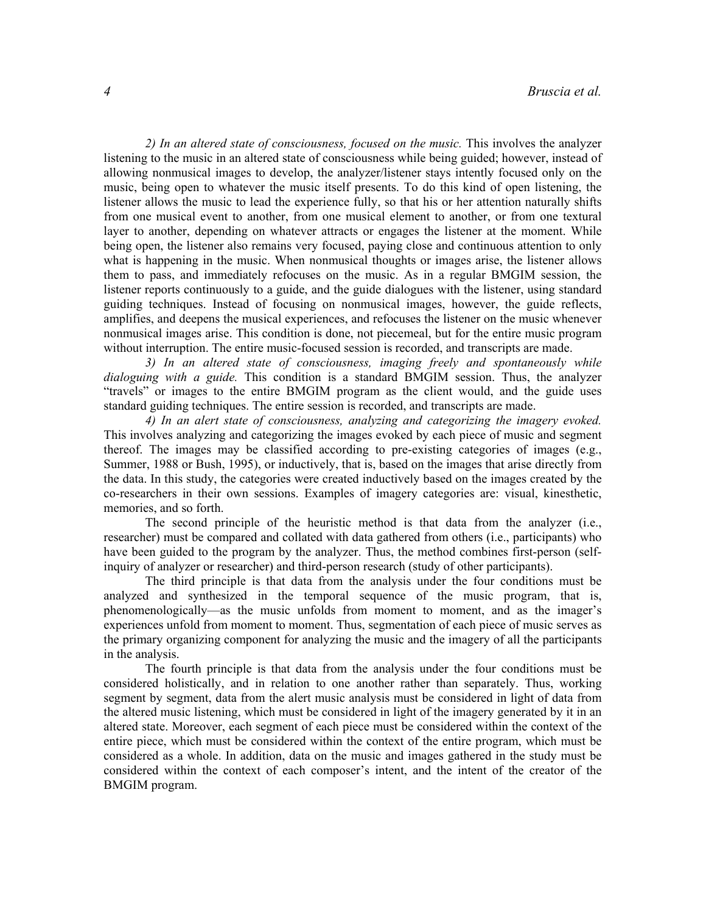*2) In an altered state of consciousness, focused on the music.* This involves the analyzer listening to the music in an altered state of consciousness while being guided; however, instead of allowing nonmusical images to develop, the analyzer/listener stays intently focused only on the music, being open to whatever the music itself presents. To do this kind of open listening, the listener allows the music to lead the experience fully, so that his or her attention naturally shifts from one musical event to another, from one musical element to another, or from one textural layer to another, depending on whatever attracts or engages the listener at the moment. While being open, the listener also remains very focused, paying close and continuous attention to only what is happening in the music. When nonmusical thoughts or images arise, the listener allows them to pass, and immediately refocuses on the music. As in a regular BMGIM session, the listener reports continuously to a guide, and the guide dialogues with the listener, using standard guiding techniques. Instead of focusing on nonmusical images, however, the guide reflects, amplifies, and deepens the musical experiences, and refocuses the listener on the music whenever nonmusical images arise. This condition is done, not piecemeal, but for the entire music program without interruption. The entire music-focused session is recorded, and transcripts are made.

*3) In an altered state of consciousness, imaging freely and spontaneously while dialoguing with a guide.* This condition is a standard BMGIM session. Thus, the analyzer "travels" or images to the entire BMGIM program as the client would, and the guide uses standard guiding techniques. The entire session is recorded, and transcripts are made.

*4) In an alert state of consciousness, analyzing and categorizing the imagery evoked.* This involves analyzing and categorizing the images evoked by each piece of music and segment thereof. The images may be classified according to pre-existing categories of images (e.g., Summer, 1988 or Bush, 1995), or inductively, that is, based on the images that arise directly from the data. In this study, the categories were created inductively based on the images created by the co-researchers in their own sessions. Examples of imagery categories are: visual, kinesthetic, memories, and so forth.

The second principle of the heuristic method is that data from the analyzer (i.e., researcher) must be compared and collated with data gathered from others (i.e., participants) who have been guided to the program by the analyzer. Thus, the method combines first-person (self-inquiry of analyzer or researcher) and third-person research (study of other participants).

The third principle is that data from the analysis under the four conditions must be analyzed and synthesized in the temporal sequence of the music program, that is, phenomenologically—as the music unfolds from moment to moment, and as the imager's experiences unfold from moment to moment. Thus, segmentation of each piece of music serves as the primary organizing component for analyzing the music and the imagery of all the participants in the analysis.

The fourth principle is that data from the analysis under the four conditions must be considered holistically, and in relation to one another rather than separately. Thus, working segment by segment, data from the alert music analysis must be considered in light of data from the altered music listening, which must be considered in light of the imagery generated by it in an altered state. Moreover, each segment of each piece must be considered within the context of the entire piece, which must be considered within the context of the entire program, which must be considered as a whole. In addition, data on the music and images gathered in the study must be considered within the context of each composer's intent, and the intent of the creator of the BMGIM program.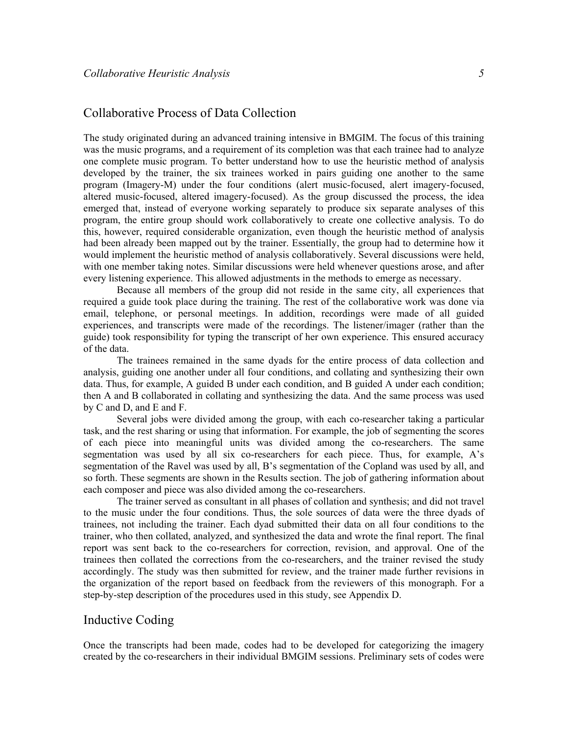## Collaborative Process of Data Collection

The study originated during an advanced training intensive in BMGIM. The focus of this training was the music programs, and a requirement of its completion was that each trainee had to analyze one complete music program. To better understand how to use the heuristic method of analysis developed by the trainer, the six trainees worked in pairs guiding one another to the same program (Imagery-M) under the four conditions (alert music-focused, alert imagery-focused, altered music-focused, altered imagery-focused). As the group discussed the process, the idea emerged that, instead of everyone working separately to produce six separate analyses of this program, the entire group should work collaboratively to create one collective analysis. To do this, however, required considerable organization, even though the heuristic method of analysis had been already been mapped out by the trainer. Essentially, the group had to determine how it would implement the heuristic method of analysis collaboratively. Several discussions were held, with one member taking notes. Similar discussions were held whenever questions arose, and after every listening experience. This allowed adjustments in the methods to emerge as necessary.

Because all members of the group did not reside in the same city, all experiences that required a guide took place during the training. The rest of the collaborative work was done via email, telephone, or personal meetings. In addition, recordings were made of all guided experiences, and transcripts were made of the recordings. The listener/imager (rather than the guide) took responsibility for typing the transcript of her own experience. This ensured accuracy of the data.

The trainees remained in the same dyads for the entire process of data collection and analysis, guiding one another under all four conditions, and collating and synthesizing their own data. Thus, for example, A guided B under each condition, and B guided A under each condition; then A and B collaborated in collating and synthesizing the data. And the same process was used by C and D, and E and F.

Several jobs were divided among the group, with each co-researcher taking a particular task, and the rest sharing or using that information. For example, the job of segmenting the scores of each piece into meaningful units was divided among the co-researchers. The same segmentation was used by all six co-researchers for each piece. Thus, for example, A's segmentation of the Ravel was used by all, B's segmentation of the Copland was used by all, and so forth. These segments are shown in the Results section. The job of gathering information about each composer and piece was also divided among the co-researchers.

The trainer served as consultant in all phases of collation and synthesis; and did not travel to the music under the four conditions. Thus, the sole sources of data were the three dyads of trainees, not including the trainer. Each dyad submitted their data on all four conditions to the trainer, who then collated, analyzed, and synthesized the data and wrote the final report. The final report was sent back to the co-researchers for correction, revision, and approval. One of the trainees then collated the corrections from the co-researchers, and the trainer revised the study accordingly. The study was then submitted for review, and the trainer made further revisions in the organization of the report based on feedback from the reviewers of this monograph. For a step-by-step description of the procedures used in this study, see Appendix D.

## Inductive Coding

Once the transcripts had been made, codes had to be developed for categorizing the imagery created by the co-researchers in their individual BMGIM sessions. Preliminary sets of codes were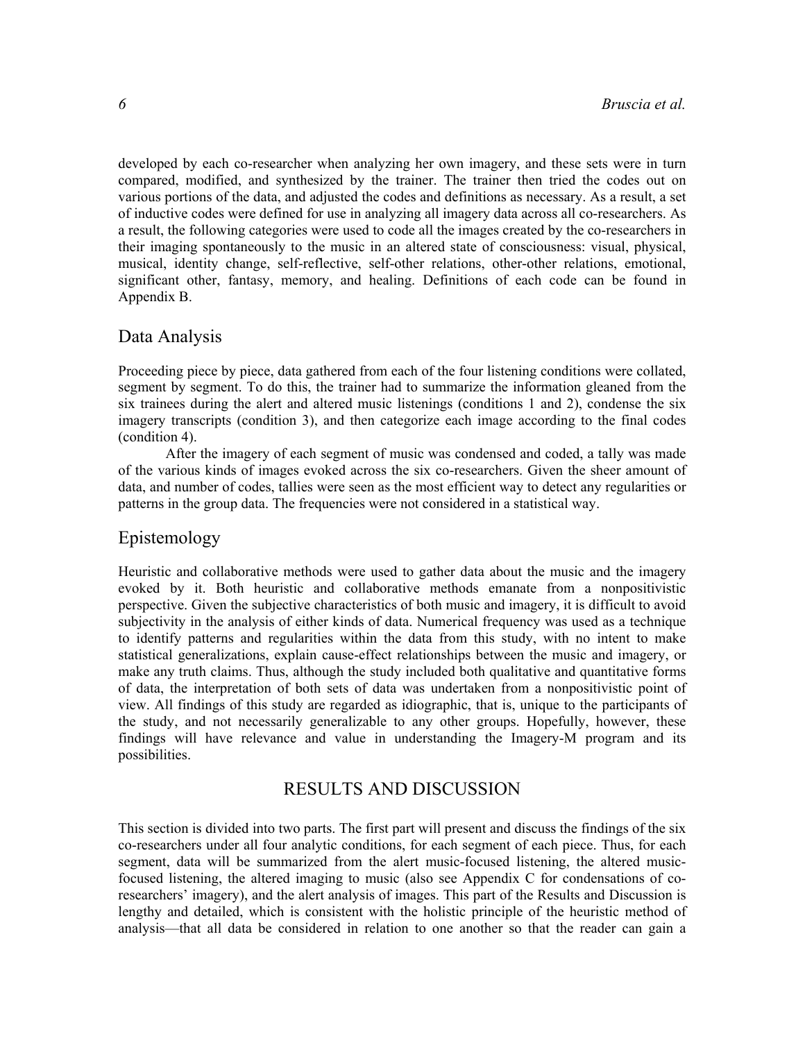developed by each co-researcher when analyzing her own imagery, and these sets were in turn compared, modified, and synthesized by the trainer. The trainer then tried the codes out on various portions of the data, and adjusted the codes and definitions as necessary. As a result, a set of inductive codes were defined for use in analyzing all imagery data across all co-researchers. As a result, the following categories were used to code all the images created by the co-researchers in their imaging spontaneously to the music in an altered state of consciousness: visual, physical, musical, identity change, self-reflective, self-other relations, other-other relations, emotional, significant other, fantasy, memory, and healing. Definitions of each code can be found in Appendix B.

## Data Analysis

Proceeding piece by piece, data gathered from each of the four listening conditions were collated, segment by segment. To do this, the trainer had to summarize the information gleaned from the six trainees during the alert and altered music listenings (conditions 1 and 2), condense the six imagery transcripts (condition 3), and then categorize each image according to the final codes (condition 4).

After the imagery of each segment of music was condensed and coded, a tally was made of the various kinds of images evoked across the six co-researchers. Given the sheer amount of data, and number of codes, tallies were seen as the most efficient way to detect any regularities or patterns in the group data. The frequencies were not considered in a statistical way.

## Epistemology

Heuristic and collaborative methods were used to gather data about the music and the imagery evoked by it. Both heuristic and collaborative methods emanate from a nonpositivistic perspective. Given the subjective characteristics of both music and imagery, it is difficult to avoid subjectivity in the analysis of either kinds of data. Numerical frequency was used as a technique to identify patterns and regularities within the data from this study, with no intent to make statistical generalizations, explain cause-effect relationships between the music and imagery, or make any truth claims. Thus, although the study included both qualitative and quantitative forms of data, the interpretation of both sets of data was undertaken from a nonpositivistic point of view. All findings of this study are regarded as idiographic, that is, unique to the participants of the study, and not necessarily generalizable to any other groups. Hopefully, however, these findings will have relevance and value in understanding the Imagery-M program and its possibilities.

# RESULTS AND DISCUSSION

This section is divided into two parts. The first part will present and discuss the findings of the six co-researchers under all four analytic conditions, for each segment of each piece. Thus, for each segment, data will be summarized from the alert music-focused listening, the altered music-focused listening, the altered imaging to music (also see Appendix C for condensations of co-researchers' imagery), and the alert analysis of images. This part of the Results and Discussion is lengthy and detailed, which is consistent with the holistic principle of the heuristic method of analysis—that all data be considered in relation to one another so that the reader can gain a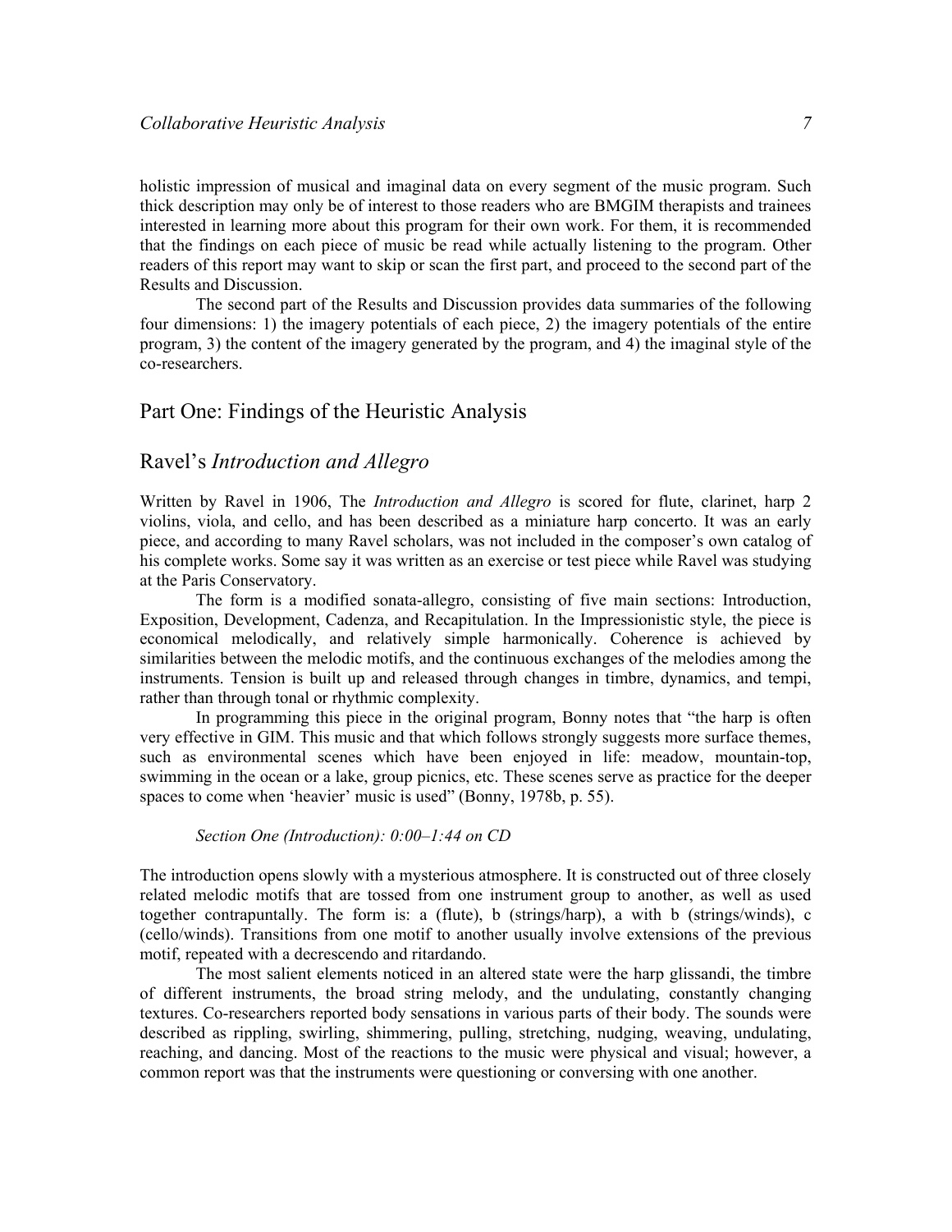holistic impression of musical and imaginal data on every segment of the music program. Such thick description may only be of interest to those readers who are BMGIM therapists and trainees interested in learning more about this program for their own work. For them, it is recommended that the findings on each piece of music be read while actually listening to the program. Other readers of this report may want to skip or scan the first part, and proceed to the second part of the Results and Discussion.

The second part of the Results and Discussion provides data summaries of the following four dimensions: 1) the imagery potentials of each piece, 2) the imagery potentials of the entire program, 3) the content of the imagery generated by the program, and 4) the imaginal style of the co-researchers.

## Part One: Findings of the Heuristic Analysis

## Ravel's *Introduction and Allegro*

Written by Ravel in 1906, The *Introduction and Allegro* is scored for flute, clarinet, harp 2 violins, viola, and cello, and has been described as a miniature harp concerto. It was an early piece, and according to many Ravel scholars, was not included in the composer's own catalog of his complete works. Some say it was written as an exercise or test piece while Ravel was studying at the Paris Conservatory.

The form is a modified sonata-allegro, consisting of five main sections: Introduction, Exposition, Development, Cadenza, and Recapitulation. In the Impressionistic style, the piece is economical melodically, and relatively simple harmonically. Coherence is achieved by similarities between the melodic motifs, and the continuous exchanges of the melodies among the instruments. Tension is built up and released through changes in timbre, dynamics, and tempi, rather than through tonal or rhythmic complexity.

In programming this piece in the original program, Bonny notes that "the harp is often very effective in GIM. This music and that which follows strongly suggests more surface themes, such as environmental scenes which have been enjoyed in life: meadow, mountain-top, swimming in the ocean or a lake, group picnics, etc. These scenes serve as practice for the deeper spaces to come when 'heavier' music is used" (Bonny, 1978b, p. 55).

*Section One (Introduction): 0:00–1:44 on CD*

The introduction opens slowly with a mysterious atmosphere. It is constructed out of three closely related melodic motifs that are tossed from one instrument group to another, as well as used together contrapuntally. The form is: a (flute), b (strings/harp), a with b (strings/winds), c (cello/winds). Transitions from one motif to another usually involve extensions of the previous motif, repeated with a decrescendo and ritardando.

The most salient elements noticed in an altered state were the harp glissandi, the timbre of different instruments, the broad string melody, and the undulating, constantly changing textures. Co-researchers reported body sensations in various parts of their body. The sounds were described as rippling, swirling, shimmering, pulling, stretching, nudging, weaving, undulating, reaching, and dancing. Most of the reactions to the music were physical and visual; however, a common report was that the instruments were questioning or conversing with one another.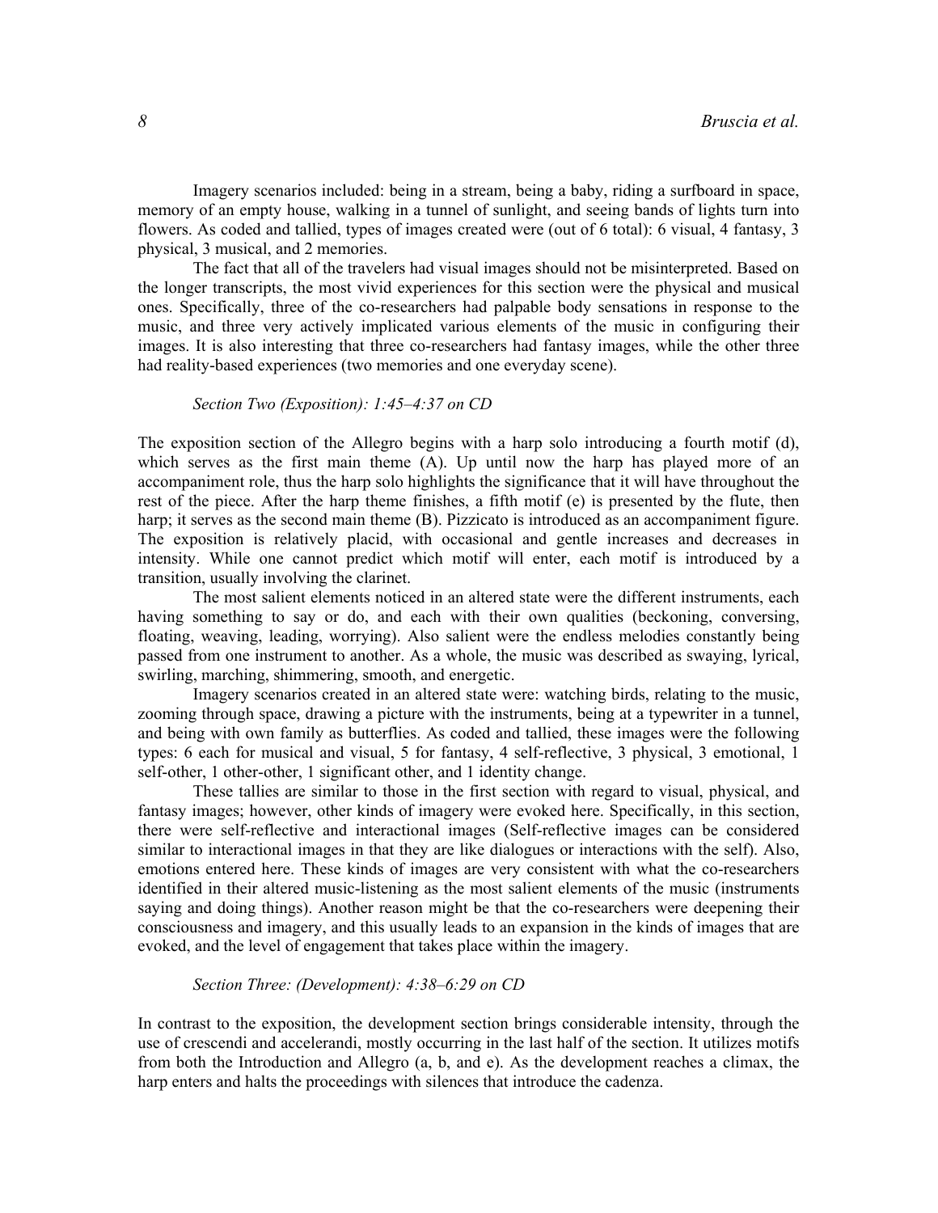Imagery scenarios included: being in a stream, being a baby, riding a surfboard in space, memory of an empty house, walking in a tunnel of sunlight, and seeing bands of lights turn into flowers. As coded and tallied, types of images created were (out of 6 total): 6 visual, 4 fantasy, 3 physical, 3 musical, and 2 memories.

The fact that all of the travelers had visual images should not be misinterpreted. Based on the longer transcripts, the most vivid experiences for this section were the physical and musical ones. Specifically, three of the co-researchers had palpable body sensations in response to the music, and three very actively implicated various elements of the music in configuring their images. It is also interesting that three co-researchers had fantasy images, while the other three had reality-based experiences (two memories and one everyday scene).

*Section Two (Exposition): 1:45–4:37 on CD*

The exposition section of the Allegro begins with a harp solo introducing a fourth motif (d), which serves as the first main theme (A). Up until now the harp has played more of an accompaniment role, thus the harp solo highlights the significance that it will have throughout the rest of the piece. After the harp theme finishes, a fifth motif (e) is presented by the flute, then harp; it serves as the second main theme (B). Pizzicato is introduced as an accompaniment figure. The exposition is relatively placid, with occasional and gentle increases and decreases in intensity. While one cannot predict which motif will enter, each motif is introduced by a transition, usually involving the clarinet.

The most salient elements noticed in an altered state were the different instruments, each having something to say or do, and each with their own qualities (beckoning, conversing, floating, weaving, leading, worrying). Also salient were the endless melodies constantly being passed from one instrument to another. As a whole, the music was described as swaying, lyrical, swirling, marching, shimmering, smooth, and energetic.

Imagery scenarios created in an altered state were: watching birds, relating to the music, zooming through space, drawing a picture with the instruments, being at a typewriter in a tunnel, and being with own family as butterflies. As coded and tallied, these images were the following types: 6 each for musical and visual, 5 for fantasy, 4 self-reflective, 3 physical, 3 emotional, 1 self-other, 1 other-other, 1 significant other, and 1 identity change.

These tallies are similar to those in the first section with regard to visual, physical, and fantasy images; however, other kinds of imagery were evoked here. Specifically, in this section, there were self-reflective and interactional images (Self-reflective images can be considered similar to interactional images in that they are like dialogues or interactions with the self). Also, emotions entered here. These kinds of images are very consistent with what the co-researchers identified in their altered music-listening as the most salient elements of the music (instruments saying and doing things). Another reason might be that the co-researchers were deepening their consciousness and imagery, and this usually leads to an expansion in the kinds of images that are evoked, and the level of engagement that takes place within the imagery.

*Section Three: (Development): 4:38–6:29 on CD*

In contrast to the exposition, the development section brings considerable intensity, through the use of crescendi and accelerandi, mostly occurring in the last half of the section. It utilizes motifs from both the Introduction and Allegro (a, b, and e). As the development reaches a climax, the harp enters and halts the proceedings with silences that introduce the cadenza.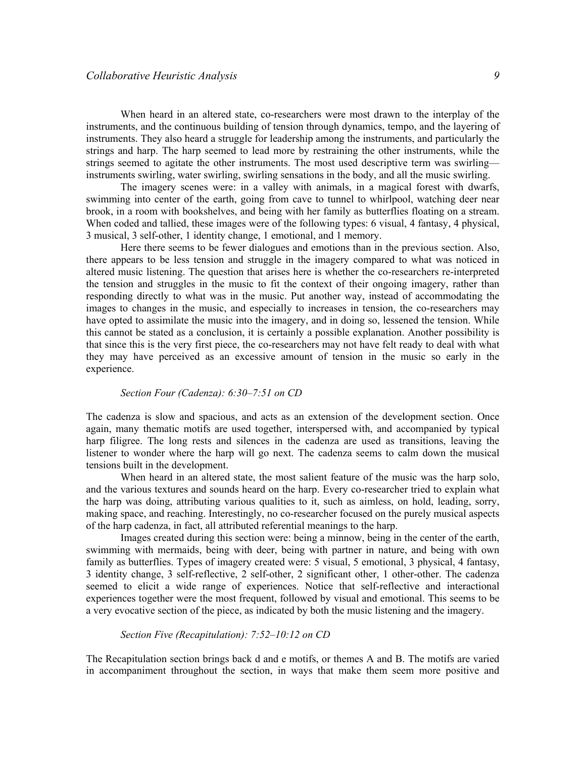When heard in an altered state, co-researchers were most drawn to the interplay of the instruments, and the continuous building of tension through dynamics, tempo, and the layering of instruments. They also heard a struggle for leadership among the instruments, and particularly the strings and harp. The harp seemed to lead more by restraining the other instruments, while the strings seemed to agitate the other instruments. The most used descriptive term was swirling—instruments swirling, water swirling, swirling sensations in the body, and all the music swirling.

The imagery scenes were: in a valley with animals, in a magical forest with dwarfs, swimming into center of the earth, going from cave to tunnel to whirlpool, watching deer near brook, in a room with bookshelves, and being with her family as butterflies floating on a stream. When coded and tallied, these images were of the following types: 6 visual, 4 fantasy, 4 physical, 3 musical, 3 self-other, 1 identity change, 1 emotional, and 1 memory.

Here there seems to be fewer dialogues and emotions than in the previous section. Also, there appears to be less tension and struggle in the imagery compared to what was noticed in altered music listening. The question that arises here is whether the co-researchers re-interpreted the tension and struggles in the music to fit the context of their ongoing imagery, rather than responding directly to what was in the music. Put another way, instead of accommodating the images to changes in the music, and especially to increases in tension, the co-researchers may have opted to assimilate the music into the imagery, and in doing so, lessened the tension. While this cannot be stated as a conclusion, it is certainly a possible explanation. Another possibility is that since this is the very first piece, the co-researchers may not have felt ready to deal with what they may have perceived as an excessive amount of tension in the music so early in the experience.

*Section Four (Cadenza): 6:30–7:51 on CD*

The cadenza is slow and spacious, and acts as an extension of the development section. Once again, many thematic motifs are used together, interspersed with, and accompanied by typical harp filigree. The long rests and silences in the cadenza are used as transitions, leaving the listener to wonder where the harp will go next. The cadenza seems to calm down the musical tensions built in the development.

When heard in an altered state, the most salient feature of the music was the harp solo, and the various textures and sounds heard on the harp. Every co-researcher tried to explain what the harp was doing, attributing various qualities to it, such as aimless, on hold, leading, sorry, making space, and reaching. Interestingly, no co-researcher focused on the purely musical aspects of the harp cadenza, in fact, all attributed referential meanings to the harp.

Images created during this section were: being a minnow, being in the center of the earth, swimming with mermaids, being with deer, being with partner in nature, and being with own family as butterflies. Types of imagery created were: 5 visual, 5 emotional, 3 physical, 4 fantasy, 3 identity change, 3 self-reflective, 2 self-other, 2 significant other, 1 other-other. The cadenza seemed to elicit a wide range of experiences. Notice that self-reflective and interactional experiences together were the most frequent, followed by visual and emotional. This seems to be a very evocative section of the piece, as indicated by both the music listening and the imagery.

*Section Five (Recapitulation): 7:52–10:12 on CD*

The Recapitulation section brings back d and e motifs, or themes A and B. The motifs are varied in accompaniment throughout the section, in ways that make them seem more positive and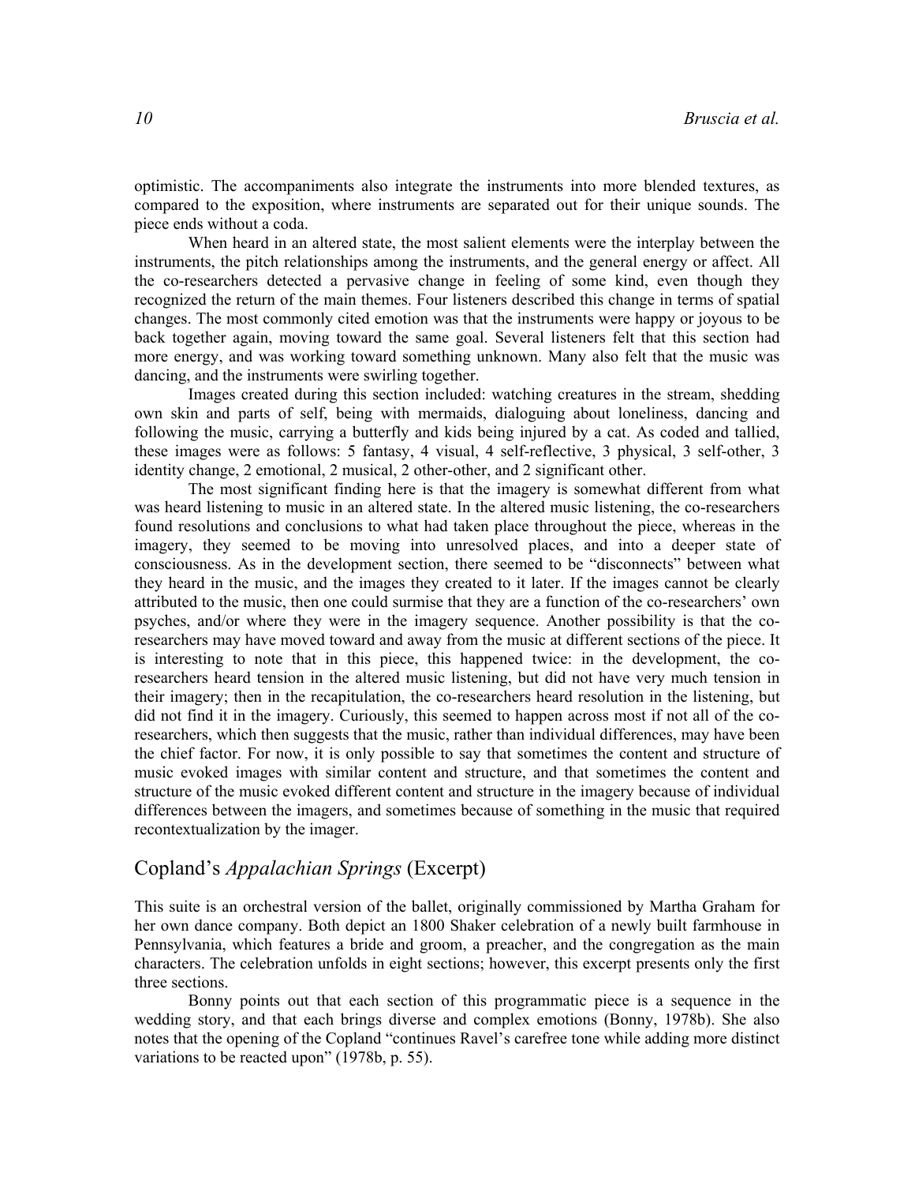optimistic. The accompaniments also integrate the instruments into more blended textures, as compared to the exposition, where instruments are separated out for their unique sounds. The piece ends without a coda.

When heard in an altered state, the most salient elements were the interplay between the instruments, the pitch relationships among the instruments, and the general energy or affect. All the co-researchers detected a pervasive change in feeling of some kind, even though they recognized the return of the main themes. Four listeners described this change in terms of spatial changes. The most commonly cited emotion was that the instruments were happy or joyous to be back together again, moving toward the same goal. Several listeners felt that this section had more energy, and was working toward something unknown. Many also felt that the music was dancing, and the instruments were swirling together.

Images created during this section included: watching creatures in the stream, shedding own skin and parts of self, being with mermaids, dialoguing about loneliness, dancing and following the music, carrying a butterfly and kids being injured by a cat. As coded and tallied, these images were as follows: 5 fantasy, 4 visual, 4 self-reflective, 3 physical, 3 self-other, 3 identity change, 2 emotional, 2 musical, 2 other-other, and 2 significant other.

The most significant finding here is that the imagery is somewhat different from what was heard listening to music in an altered state. In the altered music listening, the co-researchers found resolutions and conclusions to what had taken place throughout the piece, whereas in the imagery, they seemed to be moving into unresolved places, and into a deeper state of consciousness. As in the development section, there seemed to be "disconnects" between what they heard in the music, and the images they created to it later. If the images cannot be clearly attributed to the music, then one could surmise that they are a function of the co-researchers' own psyches, and/or where they were in the imagery sequence. Another possibility is that the co-researchers may have moved toward and away from the music at different sections of the piece. It is interesting to note that in this piece, this happened twice: in the development, the co-researchers heard tension in the altered music listening, but did not have very much tension in their imagery; then in the recapitulation, the co-researchers heard resolution in the listening, but did not find it in the imagery. Curiously, this seemed to happen across most if not all of the co-researchers, which then suggests that the music, rather than individual differences, may have been the chief factor. For now, it is only possible to say that sometimes the content and structure of music evoked images with similar content and structure, and that sometimes the content and structure of the music evoked different content and structure in the imagery because of individual differences between the imagers, and sometimes because of something in the music that required recontextualization by the imager.

## Copland's *Appalachian Springs* (Excerpt)

This suite is an orchestral version of the ballet, originally commissioned by Martha Graham for her own dance company. Both depict an 1800 Shaker celebration of a newly built farmhouse in Pennsylvania, which features a bride and groom, a preacher, and the congregation as the main characters. The celebration unfolds in eight sections; however, this excerpt presents only the first three sections.

Bonny points out that each section of this programmatic piece is a sequence in the wedding story, and that each brings diverse and complex emotions (Bonny, 1978b). She also notes that the opening of the Copland "continues Ravel's carefree tone while adding more distinct variations to be reacted upon" (1978b, p. 55).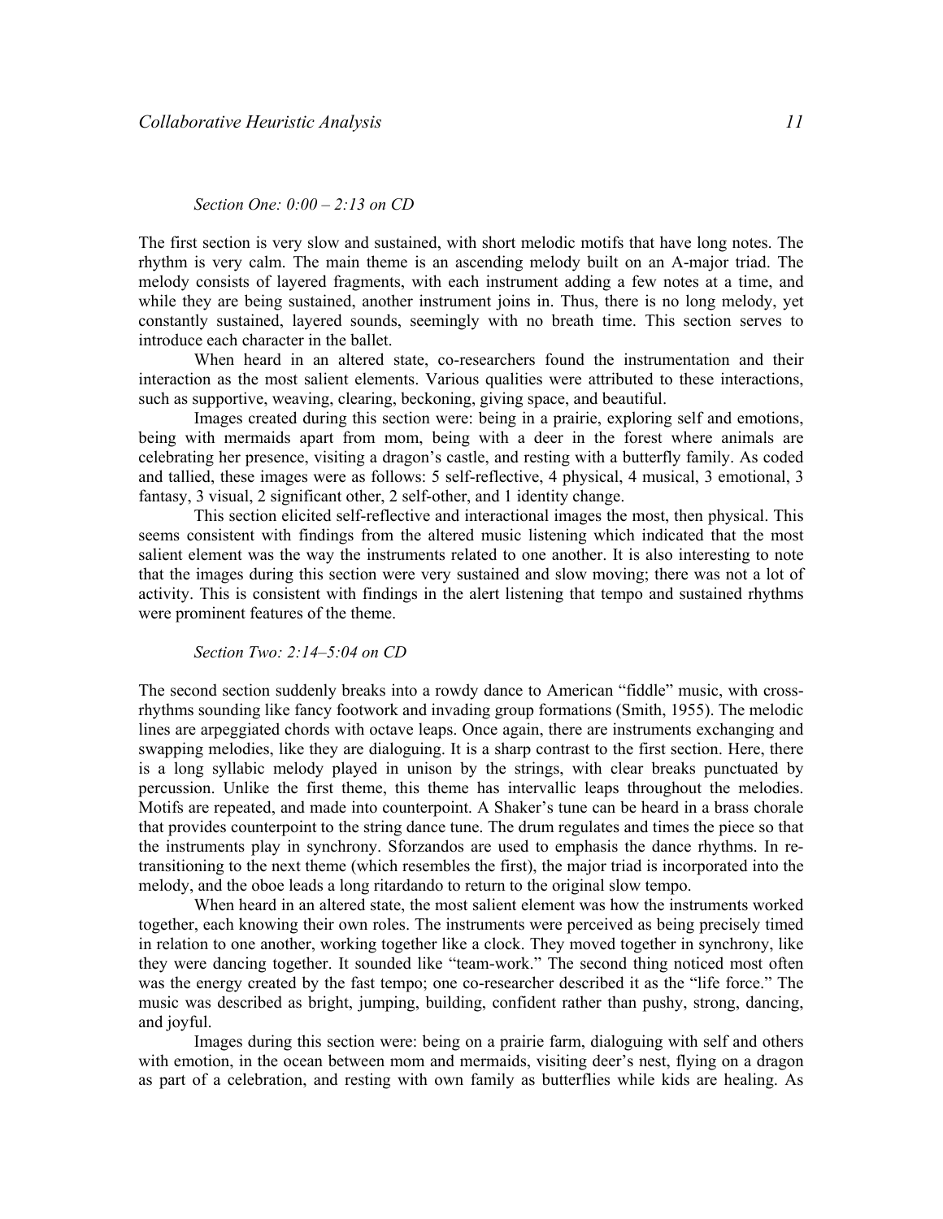*Section One: 0:00 – 2:13 on CD*

The first section is very slow and sustained, with short melodic motifs that have long notes. The rhythm is very calm. The main theme is an ascending melody built on an A-major triad. The melody consists of layered fragments, with each instrument adding a few notes at a time, and while they are being sustained, another instrument joins in. Thus, there is no long melody, yet constantly sustained, layered sounds, seemingly with no breath time. This section serves to introduce each character in the ballet.

When heard in an altered state, co-researchers found the instrumentation and their interaction as the most salient elements. Various qualities were attributed to these interactions, such as supportive, weaving, clearing, beckoning, giving space, and beautiful.

Images created during this section were: being in a prairie, exploring self and emotions, being with mermaids apart from mom, being with a deer in the forest where animals are celebrating her presence, visiting a dragon's castle, and resting with a butterfly family. As coded and tallied, these images were as follows: 5 self-reflective, 4 physical, 4 musical, 3 emotional, 3 fantasy, 3 visual, 2 significant other, 2 self-other, and 1 identity change.

This section elicited self-reflective and interactional images the most, then physical. This seems consistent with findings from the altered music listening which indicated that the most salient element was the way the instruments related to one another. It is also interesting to note that the images during this section were very sustained and slow moving; there was not a lot of activity. This is consistent with findings in the alert listening that tempo and sustained rhythms were prominent features of the theme.

*Section Two: 2:14–5:04 on CD*

The second section suddenly breaks into a rowdy dance to American "fiddle" music, with cross-rhythms sounding like fancy footwork and invading group formations (Smith, 1955). The melodic lines are arpeggiated chords with octave leaps. Once again, there are instruments exchanging and swapping melodies, like they are dialoguing. It is a sharp contrast to the first section. Here, there is a long syllabic melody played in unison by the strings, with clear breaks punctuated by percussion. Unlike the first theme, this theme has intervallic leaps throughout the melodies. Motifs are repeated, and made into counterpoint. A Shaker's tune can be heard in a brass chorale that provides counterpoint to the string dance tune. The drum regulates and times the piece so that the instruments play in synchrony. Sforzandos are used to emphasis the dance rhythms. In re-transitioning to the next theme (which resembles the first), the major triad is incorporated into the melody, and the oboe leads a long ritardando to return to the original slow tempo.

When heard in an altered state, the most salient element was how the instruments worked together, each knowing their own roles. The instruments were perceived as being precisely timed in relation to one another, working together like a clock. They moved together in synchrony, like they were dancing together. It sounded like "team-work." The second thing noticed most often was the energy created by the fast tempo; one co-researcher described it as the "life force." The music was described as bright, jumping, building, confident rather than pushy, strong, dancing, and joyful.

Images during this section were: being on a prairie farm, dialoguing with self and others with emotion, in the ocean between mom and mermaids, visiting deer's nest, flying on a dragon as part of a celebration, and resting with own family as butterflies while kids are healing. As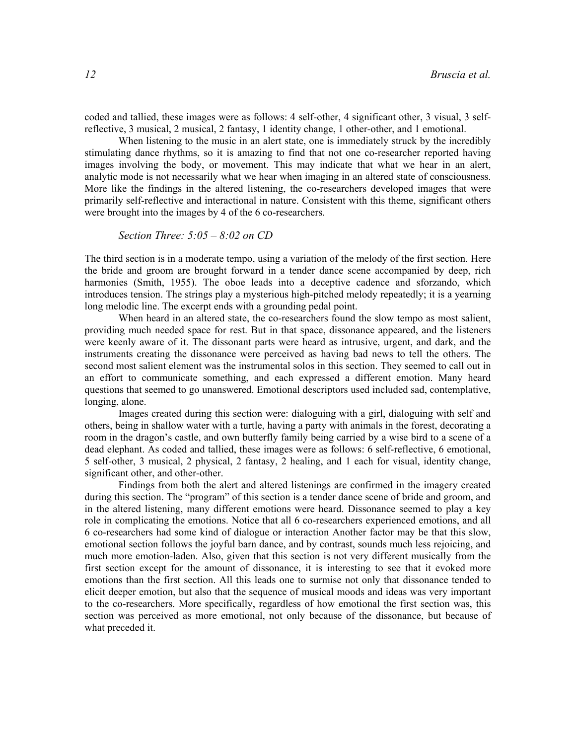coded and tallied, these images were as follows: 4 self-other, 4 significant other, 3 visual, 3 self-reflective, 3 musical, 2 musical, 2 fantasy, 1 identity change, 1 other-other, and 1 emotional.

When listening to the music in an alert state, one is immediately struck by the incredibly stimulating dance rhythms, so it is amazing to find that not one co-researcher reported having images involving the body, or movement. This may indicate that what we hear in an alert, analytic mode is not necessarily what we hear when imaging in an altered state of consciousness. More like the findings in the altered listening, the co-researchers developed images that were primarily self-reflective and interactional in nature. Consistent with this theme, significant others were brought into the images by 4 of the 6 co-researchers.

*Section Three: 5:05 – 8:02 on CD*

The third section is in a moderate tempo, using a variation of the melody of the first section. Here the bride and groom are brought forward in a tender dance scene accompanied by deep, rich harmonies (Smith, 1955). The oboe leads into a deceptive cadence and sforzando, which introduces tension. The strings play a mysterious high-pitched melody repeatedly; it is a yearning long melodic line. The excerpt ends with a grounding pedal point.

When heard in an altered state, the co-researchers found the slow tempo as most salient, providing much needed space for rest. But in that space, dissonance appeared, and the listeners were keenly aware of it. The dissonant parts were heard as intrusive, urgent, and dark, and the instruments creating the dissonance were perceived as having bad news to tell the others. The second most salient element was the instrumental solos in this section. They seemed to call out in an effort to communicate something, and each expressed a different emotion. Many heard questions that seemed to go unanswered. Emotional descriptors used included sad, contemplative, longing, alone.

Images created during this section were: dialoguing with a girl, dialoguing with self and others, being in shallow water with a turtle, having a party with animals in the forest, decorating a room in the dragon's castle, and own butterfly family being carried by a wise bird to a scene of a dead elephant. As coded and tallied, these images were as follows: 6 self-reflective, 6 emotional, 5 self-other, 3 musical, 2 physical, 2 fantasy, 2 healing, and 1 each for visual, identity change, significant other, and other-other.

Findings from both the alert and altered listenings are confirmed in the imagery created during this section. The "program" of this section is a tender dance scene of bride and groom, and in the altered listening, many different emotions were heard. Dissonance seemed to play a key role in complicating the emotions. Notice that all 6 co-researchers experienced emotions, and all 6 co-researchers had some kind of dialogue or interaction Another factor may be that this slow, emotional section follows the joyful barn dance, and by contrast, sounds much less rejoicing, and much more emotion-laden. Also, given that this section is not very different musically from the first section except for the amount of dissonance, it is interesting to see that it evoked more emotions than the first section. All this leads one to surmise not only that dissonance tended to elicit deeper emotion, but also that the sequence of musical moods and ideas was very important to the co-researchers. More specifically, regardless of how emotional the first section was, this section was perceived as more emotional, not only because of the dissonance, but because of what preceded it.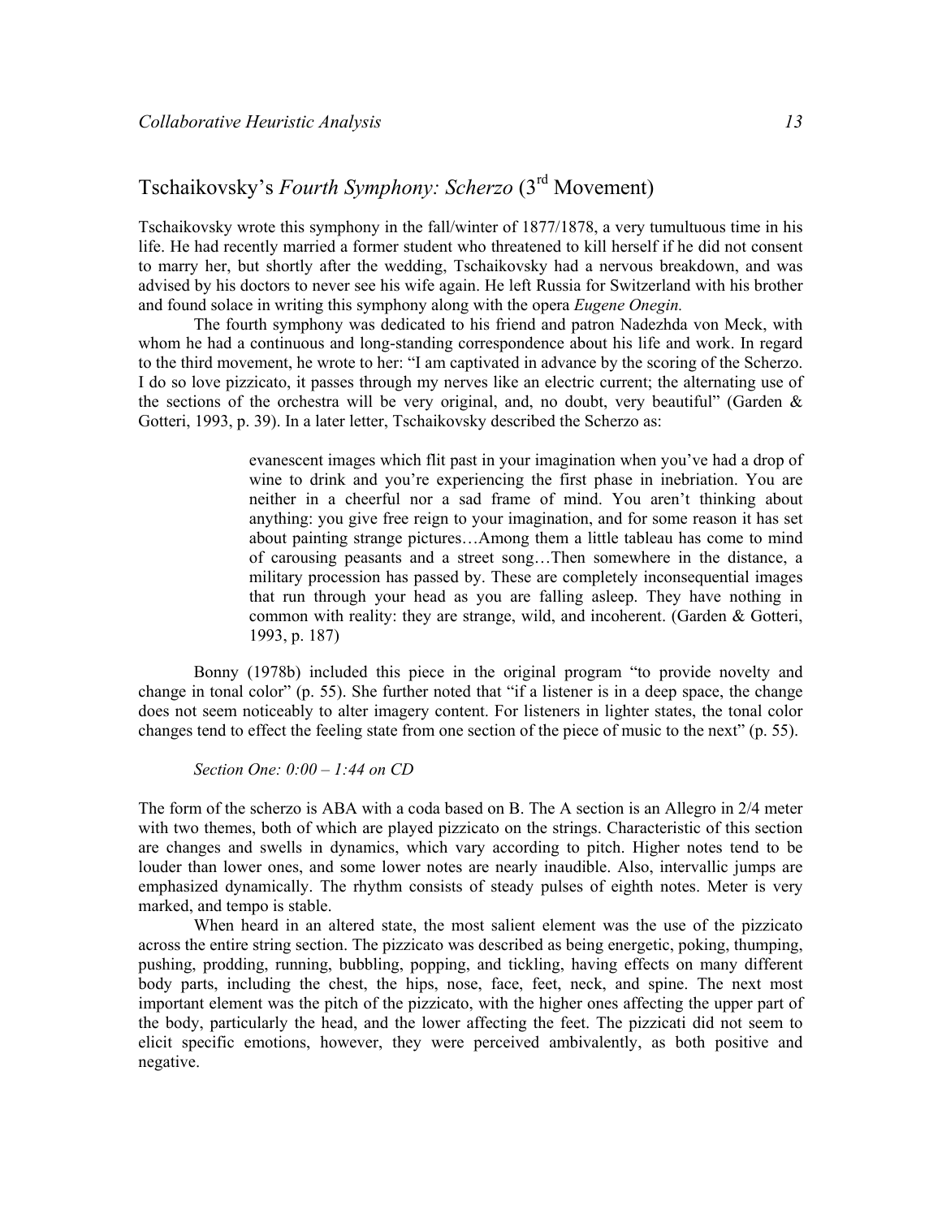## Tschaikovsky's *Fourth Symphony: Scherzo* (3rd Movement)

Tschaikovsky wrote this symphony in the fall/winter of 1877/1878, a very tumultuous time in his life. He had recently married a former student who threatened to kill herself if he did not consent to marry her, but shortly after the wedding, Tschaikovsky had a nervous breakdown, and was advised by his doctors to never see his wife again. He left Russia for Switzerland with his brother and found solace in writing this symphony along with the opera *Eugene Onegin.*

The fourth symphony was dedicated to his friend and patron Nadezhda von Meck, with whom he had a continuous and long-standing correspondence about his life and work. In regard to the third movement, he wrote to her: "I am captivated in advance by the scoring of the Scherzo. I do so love pizzicato, it passes through my nerves like an electric current; the alternating use of the sections of the orchestra will be very original, and, no doubt, very beautiful" (Garden & Gotteri, 1993, p. 39). In a later letter, Tschaikovsky described the Scherzo as:

> evanescent images which flit past in your imagination when you've had a drop of wine to drink and you're experiencing the first phase in inebriation. You are neither in a cheerful nor a sad frame of mind. You aren't thinking about anything: you give free reign to your imagination, and for some reason it has set about painting strange pictures…Among them a little tableau has come to mind of carousing peasants and a street song…Then somewhere in the distance, a military procession has passed by. These are completely inconsequential images that run through your head as you are falling asleep. They have nothing in common with reality: they are strange, wild, and incoherent. (Garden & Gotteri, 1993, p. 187)

Bonny (1978b) included this piece in the original program "to provide novelty and change in tonal color" (p. 55). She further noted that "if a listener is in a deep space, the change does not seem noticeably to alter imagery content. For listeners in lighter states, the tonal color changes tend to effect the feeling state from one section of the piece of music to the next" (p. 55).

*Section One: 0:00 – 1:44 on CD*

The form of the scherzo is ABA with a coda based on B. The A section is an Allegro in 2/4 meter with two themes, both of which are played pizzicato on the strings. Characteristic of this section are changes and swells in dynamics, which vary according to pitch. Higher notes tend to be louder than lower ones, and some lower notes are nearly inaudible. Also, intervallic jumps are emphasized dynamically. The rhythm consists of steady pulses of eighth notes. Meter is very marked, and tempo is stable.

When heard in an altered state, the most salient element was the use of the pizzicato across the entire string section. The pizzicato was described as being energetic, poking, thumping, pushing, prodding, running, bubbling, popping, and tickling, having effects on many different body parts, including the chest, the hips, nose, face, feet, neck, and spine. The next most important element was the pitch of the pizzicato, with the higher ones affecting the upper part of the body, particularly the head, and the lower affecting the feet. The pizzicati did not seem to elicit specific emotions, however, they were perceived ambivalently, as both positive and negative.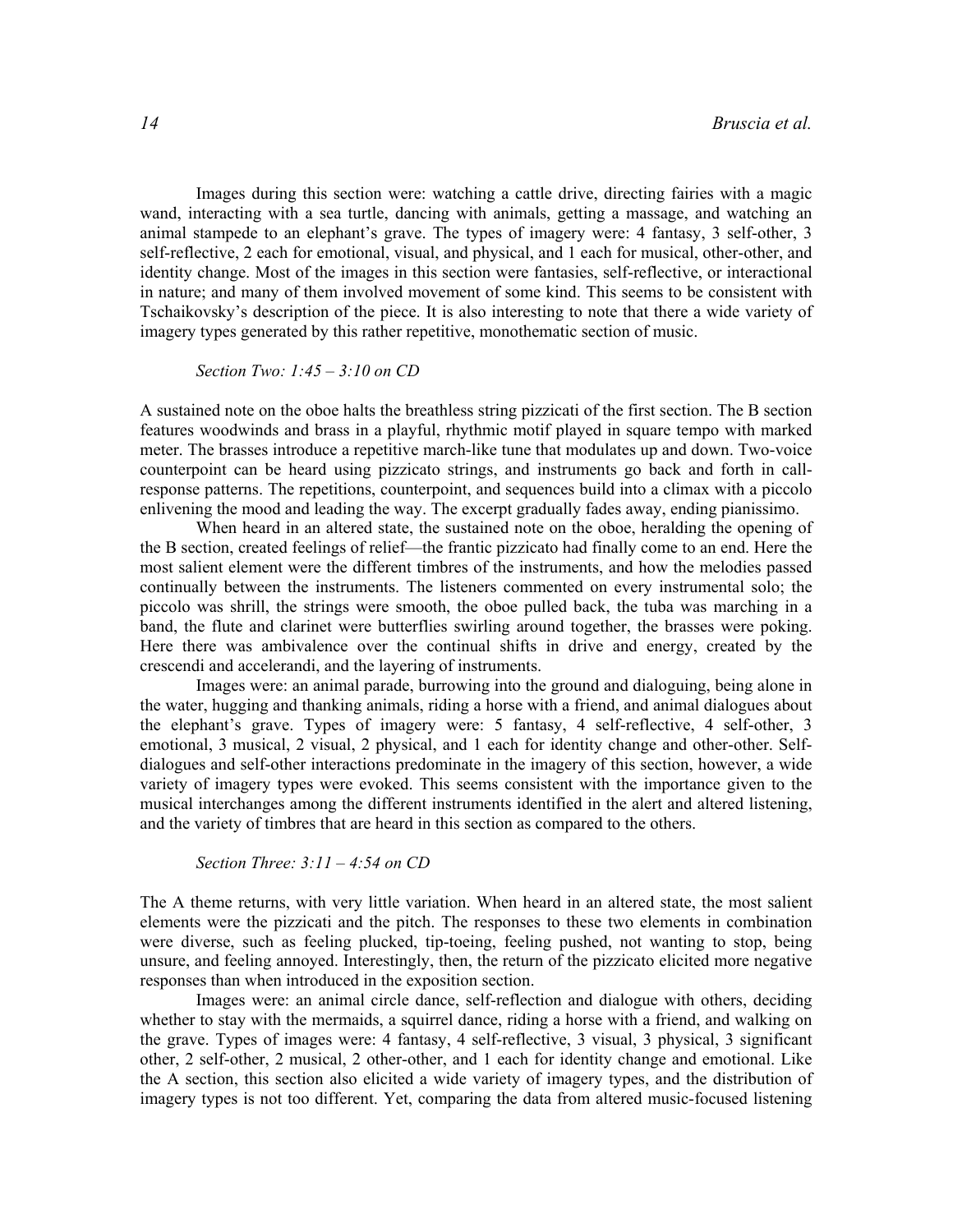Images during this section were: watching a cattle drive, directing fairies with a magic wand, interacting with a sea turtle, dancing with animals, getting a massage, and watching an animal stampede to an elephant's grave. The types of imagery were: 4 fantasy, 3 self-other, 3 self-reflective, 2 each for emotional, visual, and physical, and 1 each for musical, other-other, and identity change. Most of the images in this section were fantasies, self-reflective, or interactional in nature; and many of them involved movement of some kind. This seems to be consistent with Tschaikovsky's description of the piece. It is also interesting to note that there a wide variety of imagery types generated by this rather repetitive, monothematic section of music.

*Section Two: 1:45 – 3:10 on CD*

A sustained note on the oboe halts the breathless string pizzicati of the first section. The B section features woodwinds and brass in a playful, rhythmic motif played in square tempo with marked meter. The brasses introduce a repetitive march-like tune that modulates up and down. Two-voice counterpoint can be heard using pizzicato strings, and instruments go back and forth in call-response patterns. The repetitions, counterpoint, and sequences build into a climax with a piccolo enlivening the mood and leading the way. The excerpt gradually fades away, ending pianissimo.

When heard in an altered state, the sustained note on the oboe, heralding the opening of the B section, created feelings of relief—the frantic pizzicato had finally come to an end. Here the most salient element were the different timbres of the instruments, and how the melodies passed continually between the instruments. The listeners commented on every instrumental solo; the piccolo was shrill, the strings were smooth, the oboe pulled back, the tuba was marching in a band, the flute and clarinet were butterflies swirling around together, the brasses were poking. Here there was ambivalence over the continual shifts in drive and energy, created by the crescendi and accelerandi, and the layering of instruments.

Images were: an animal parade, burrowing into the ground and dialoguing, being alone in the water, hugging and thanking animals, riding a horse with a friend, and animal dialogues about the elephant's grave. Types of imagery were: 5 fantasy, 4 self-reflective, 4 self-other, 3 emotional, 3 musical, 2 visual, 2 physical, and 1 each for identity change and other-other. Self-dialogues and self-other interactions predominate in the imagery of this section, however, a wide variety of imagery types were evoked. This seems consistent with the importance given to the musical interchanges among the different instruments identified in the alert and altered listening, and the variety of timbres that are heard in this section as compared to the others.

*Section Three: 3:11 – 4:54 on CD*

The A theme returns, with very little variation. When heard in an altered state, the most salient elements were the pizzicati and the pitch. The responses to these two elements in combination were diverse, such as feeling plucked, tip-toeing, feeling pushed, not wanting to stop, being unsure, and feeling annoyed. Interestingly, then, the return of the pizzicato elicited more negative responses than when introduced in the exposition section.

Images were: an animal circle dance, self-reflection and dialogue with others, deciding whether to stay with the mermaids, a squirrel dance, riding a horse with a friend, and walking on the grave. Types of images were: 4 fantasy, 4 self-reflective, 3 visual, 3 physical, 3 significant other, 2 self-other, 2 musical, 2 other-other, and 1 each for identity change and emotional. Like the A section, this section also elicited a wide variety of imagery types, and the distribution of imagery types is not too different. Yet, comparing the data from altered music-focused listening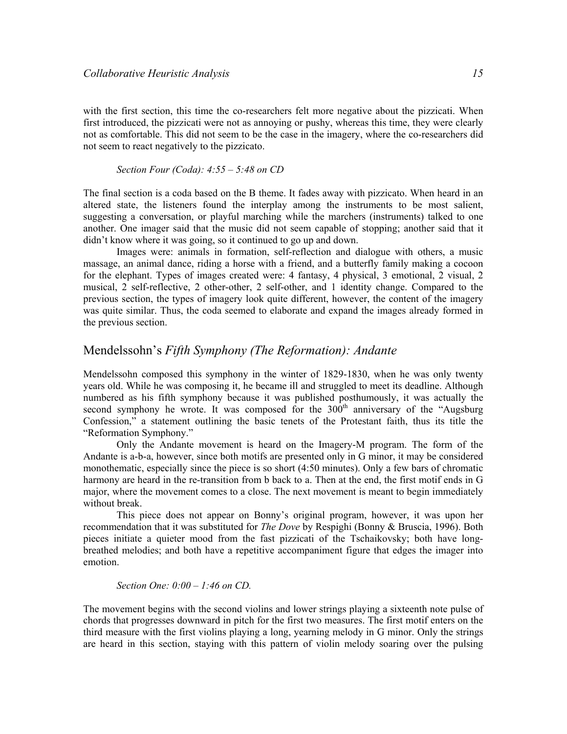with the first section, this time the co-researchers felt more negative about the pizzicati. When first introduced, the pizzicati were not as annoying or pushy, whereas this time, they were clearly not as comfortable. This did not seem to be the case in the imagery, where the co-researchers did not seem to react negatively to the pizzicato.

*Section Four (Coda): 4:55 – 5:48 on CD*

The final section is a coda based on the B theme. It fades away with pizzicato. When heard in an altered state, the listeners found the interplay among the instruments to be most salient, suggesting a conversation, or playful marching while the marchers (instruments) talked to one another. One imager said that the music did not seem capable of stopping; another said that it didn't know where it was going, so it continued to go up and down.

Images were: animals in formation, self-reflection and dialogue with others, a music massage, an animal dance, riding a horse with a friend, and a butterfly family making a cocoon for the elephant. Types of images created were: 4 fantasy, 4 physical, 3 emotional, 2 visual, 2 musical, 2 self-reflective, 2 other-other, 2 self-other, and 1 identity change. Compared to the previous section, the types of imagery look quite different, however, the content of the imagery was quite similar. Thus, the coda seemed to elaborate and expand the images already formed in the previous section.

## Mendelssohn's *Fifth Symphony (The Reformation): Andante*

Mendelssohn composed this symphony in the winter of 1829-1830, when he was only twenty years old. While he was composing it, he became ill and struggled to meet its deadline. Although numbered as his fifth symphony because it was published posthumously, it was actually the second symphony he wrote. It was composed for the 300th anniversary of the "Augsburg Confession," a statement outlining the basic tenets of the Protestant faith, thus its title the "Reformation Symphony."

Only the Andante movement is heard on the Imagery-M program. The form of the Andante is a-b-a, however, since both motifs are presented only in G minor, it may be considered monothematic, especially since the piece is so short (4:50 minutes). Only a few bars of chromatic harmony are heard in the re-transition from b back to a. Then at the end, the first motif ends in G major, where the movement comes to a close. The next movement is meant to begin immediately without break.

This piece does not appear on Bonny's original program, however, it was upon her recommendation that it was substituted for *The Dove* by Respighi (Bonny & Bruscia, 1996). Both pieces initiate a quieter mood from the fast pizzicati of the Tschaikovsky; both have long-breathed melodies; and both have a repetitive accompaniment figure that edges the imager into emotion.

*Section One: 0:00 – 1:46 on CD.*

The movement begins with the second violins and lower strings playing a sixteenth note pulse of chords that progresses downward in pitch for the first two measures. The first motif enters on the third measure with the first violins playing a long, yearning melody in G minor. Only the strings are heard in this section, staying with this pattern of violin melody soaring over the pulsing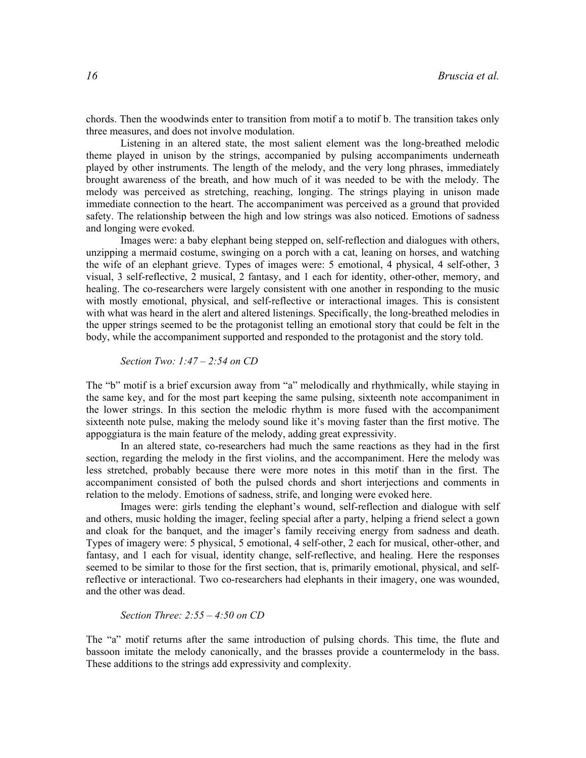chords. Then the woodwinds enter to transition from motif a to motif b. The transition takes only three measures, and does not involve modulation.

Listening in an altered state, the most salient element was the long-breathed melodic theme played in unison by the strings, accompanied by pulsing accompaniments underneath played by other instruments. The length of the melody, and the very long phrases, immediately brought awareness of the breath, and how much of it was needed to be with the melody. The melody was perceived as stretching, reaching, longing. The strings playing in unison made immediate connection to the heart. The accompaniment was perceived as a ground that provided safety. The relationship between the high and low strings was also noticed. Emotions of sadness and longing were evoked.

Images were: a baby elephant being stepped on, self-reflection and dialogues with others, unzipping a mermaid costume, swinging on a porch with a cat, leaning on horses, and watching the wife of an elephant grieve. Types of images were: 5 emotional, 4 physical, 4 self-other, 3 visual, 3 self-reflective, 2 musical, 2 fantasy, and 1 each for identity, other-other, memory, and healing. The co-researchers were largely consistent with one another in responding to the music with mostly emotional, physical, and self-reflective or interactional images. This is consistent with what was heard in the alert and altered listenings. Specifically, the long-breathed melodies in the upper strings seemed to be the protagonist telling an emotional story that could be felt in the body, while the accompaniment supported and responded to the protagonist and the story told.

*Section Two: 1:47 – 2:54 on CD*

The "b" motif is a brief excursion away from "a" melodically and rhythmically, while staying in the same key, and for the most part keeping the same pulsing, sixteenth note accompaniment in the lower strings. In this section the melodic rhythm is more fused with the accompaniment sixteenth note pulse, making the melody sound like it's moving faster than the first motive. The appoggiatura is the main feature of the melody, adding great expressivity.

In an altered state, co-researchers had much the same reactions as they had in the first section, regarding the melody in the first violins, and the accompaniment. Here the melody was less stretched, probably because there were more notes in this motif than in the first. The accompaniment consisted of both the pulsed chords and short interjections and comments in relation to the melody. Emotions of sadness, strife, and longing were evoked here.

Images were: girls tending the elephant's wound, self-reflection and dialogue with self and others, music holding the imager, feeling special after a party, helping a friend select a gown and cloak for the banquet, and the imager's family receiving energy from sadness and death. Types of imagery were: 5 physical, 5 emotional, 4 self-other, 2 each for musical, other-other, and fantasy, and 1 each for visual, identity change, self-reflective, and healing. Here the responses seemed to be similar to those for the first section, that is, primarily emotional, physical, and self-reflective or interactional. Two co-researchers had elephants in their imagery, one was wounded, and the other was dead.

*Section Three: 2:55 – 4:50 on CD*

The "a" motif returns after the same introduction of pulsing chords. This time, the flute and bassoon imitate the melody canonically, and the brasses provide a countermelody in the bass. These additions to the strings add expressivity and complexity.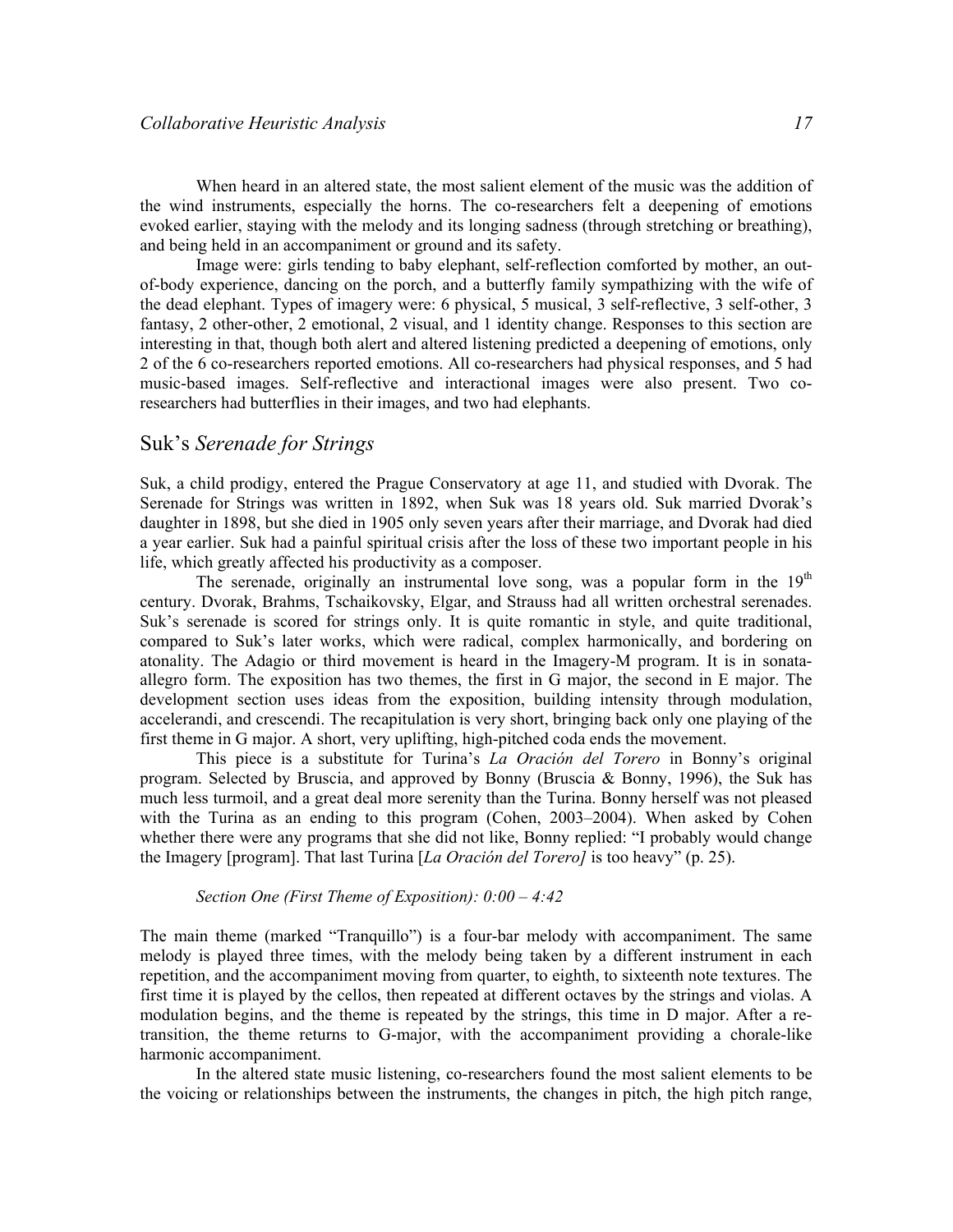When heard in an altered state, the most salient element of the music was the addition of the wind instruments, especially the horns. The co-researchers felt a deepening of emotions evoked earlier, staying with the melody and its longing sadness (through stretching or breathing), and being held in an accompaniment or ground and its safety.

Image were: girls tending to baby elephant, self-reflection comforted by mother, an out-of-body experience, dancing on the porch, and a butterfly family sympathizing with the wife of the dead elephant. Types of imagery were: 6 physical, 5 musical, 3 self-reflective, 3 self-other, 3 fantasy, 2 other-other, 2 emotional, 2 visual, and 1 identity change. Responses to this section are interesting in that, though both alert and altered listening predicted a deepening of emotions, only 2 of the 6 co-researchers reported emotions. All co-researchers had physical responses, and 5 had music-based images. Self-reflective and interactional images were also present. Two co-researchers had butterflies in their images, and two had elephants.

## Suk's *Serenade for Strings*

Suk, a child prodigy, entered the Prague Conservatory at age 11, and studied with Dvorak. The Serenade for Strings was written in 1892, when Suk was 18 years old. Suk married Dvorak's daughter in 1898, but she died in 1905 only seven years after their marriage, and Dvorak had died a year earlier. Suk had a painful spiritual crisis after the loss of these two important people in his life, which greatly affected his productivity as a composer.

The serenade, originally an instrumental love song, was a popular form in the 19th century. Dvorak, Brahms, Tschaikovsky, Elgar, and Strauss had all written orchestral serenades. Suk's serenade is scored for strings only. It is quite romantic in style, and quite traditional, compared to Suk's later works, which were radical, complex harmonically, and bordering on atonality. The Adagio or third movement is heard in the Imagery-M program. It is in sonata-allegro form. The exposition has two themes, the first in G major, the second in E major. The development section uses ideas from the exposition, building intensity through modulation, accelerandi, and crescendi. The recapitulation is very short, bringing back only one playing of the first theme in G major. A short, very uplifting, high-pitched coda ends the movement.

This piece is a substitute for Turina's *La Oración del Torero* in Bonny's original program. Selected by Bruscia, and approved by Bonny (Bruscia & Bonny, 1996), the Suk has much less turmoil, and a great deal more serenity than the Turina. Bonny herself was not pleased with the Turina as an ending to this program (Cohen, 2003–2004). When asked by Cohen whether there were any programs that she did not like, Bonny replied: "I probably would change the Imagery [program]. That last Turina [*La Oración del Torero]* is too heavy" (p. 25).

*Section One (First Theme of Exposition): 0:00 – 4:42*

The main theme (marked "Tranquillo") is a four-bar melody with accompaniment. The same melody is played three times, with the melody being taken by a different instrument in each repetition, and the accompaniment moving from quarter, to eighth, to sixteenth note textures. The first time it is played by the cellos, then repeated at different octaves by the strings and violas. A modulation begins, and the theme is repeated by the strings, this time in D major. After a re-transition, the theme returns to G-major, with the accompaniment providing a chorale-like harmonic accompaniment.

In the altered state music listening, co-researchers found the most salient elements to be the voicing or relationships between the instruments, the changes in pitch, the high pitch range,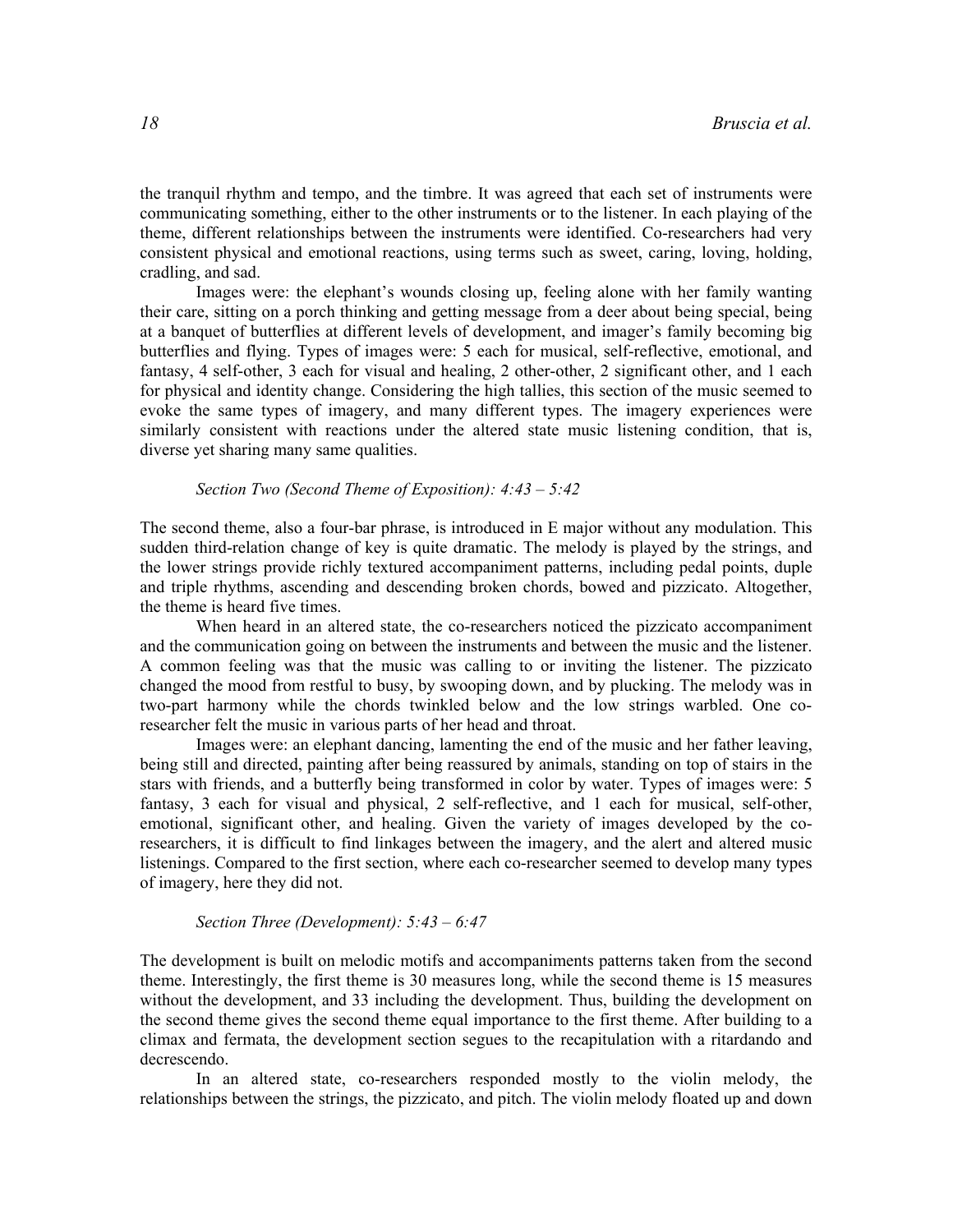the tranquil rhythm and tempo, and the timbre. It was agreed that each set of instruments were communicating something, either to the other instruments or to the listener. In each playing of the theme, different relationships between the instruments were identified. Co-researchers had very consistent physical and emotional reactions, using terms such as sweet, caring, loving, holding, cradling, and sad.

Images were: the elephant's wounds closing up, feeling alone with her family wanting their care, sitting on a porch thinking and getting message from a deer about being special, being at a banquet of butterflies at different levels of development, and imager's family becoming big butterflies and flying. Types of images were: 5 each for musical, self-reflective, emotional, and fantasy, 4 self-other, 3 each for visual and healing, 2 other-other, 2 significant other, and 1 each for physical and identity change. Considering the high tallies, this section of the music seemed to evoke the same types of imagery, and many different types. The imagery experiences were similarly consistent with reactions under the altered state music listening condition, that is, diverse yet sharing many same qualities.

*Section Two (Second Theme of Exposition): 4:43 – 5:42*

The second theme, also a four-bar phrase, is introduced in E major without any modulation. This sudden third-relation change of key is quite dramatic. The melody is played by the strings, and the lower strings provide richly textured accompaniment patterns, including pedal points, duple and triple rhythms, ascending and descending broken chords, bowed and pizzicato. Altogether, the theme is heard five times.

When heard in an altered state, the co-researchers noticed the pizzicato accompaniment and the communication going on between the instruments and between the music and the listener. A common feeling was that the music was calling to or inviting the listener. The pizzicato changed the mood from restful to busy, by swooping down, and by plucking. The melody was in two-part harmony while the chords twinkled below and the low strings warbled. One co-researcher felt the music in various parts of her head and throat.

Images were: an elephant dancing, lamenting the end of the music and her father leaving, being still and directed, painting after being reassured by animals, standing on top of stairs in the stars with friends, and a butterfly being transformed in color by water. Types of images were: 5 fantasy, 3 each for visual and physical, 2 self-reflective, and 1 each for musical, self-other, emotional, significant other, and healing. Given the variety of images developed by the co-researchers, it is difficult to find linkages between the imagery, and the alert and altered music listenings. Compared to the first section, where each co-researcher seemed to develop many types of imagery, here they did not.

*Section Three (Development): 5:43 – 6:47*

The development is built on melodic motifs and accompaniments patterns taken from the second theme. Interestingly, the first theme is 30 measures long, while the second theme is 15 measures without the development, and 33 including the development. Thus, building the development on the second theme gives the second theme equal importance to the first theme. After building to a climax and fermata, the development section segues to the recapitulation with a ritardando and decrescendo.

In an altered state, co-researchers responded mostly to the violin melody, the relationships between the strings, the pizzicato, and pitch. The violin melody floated up and down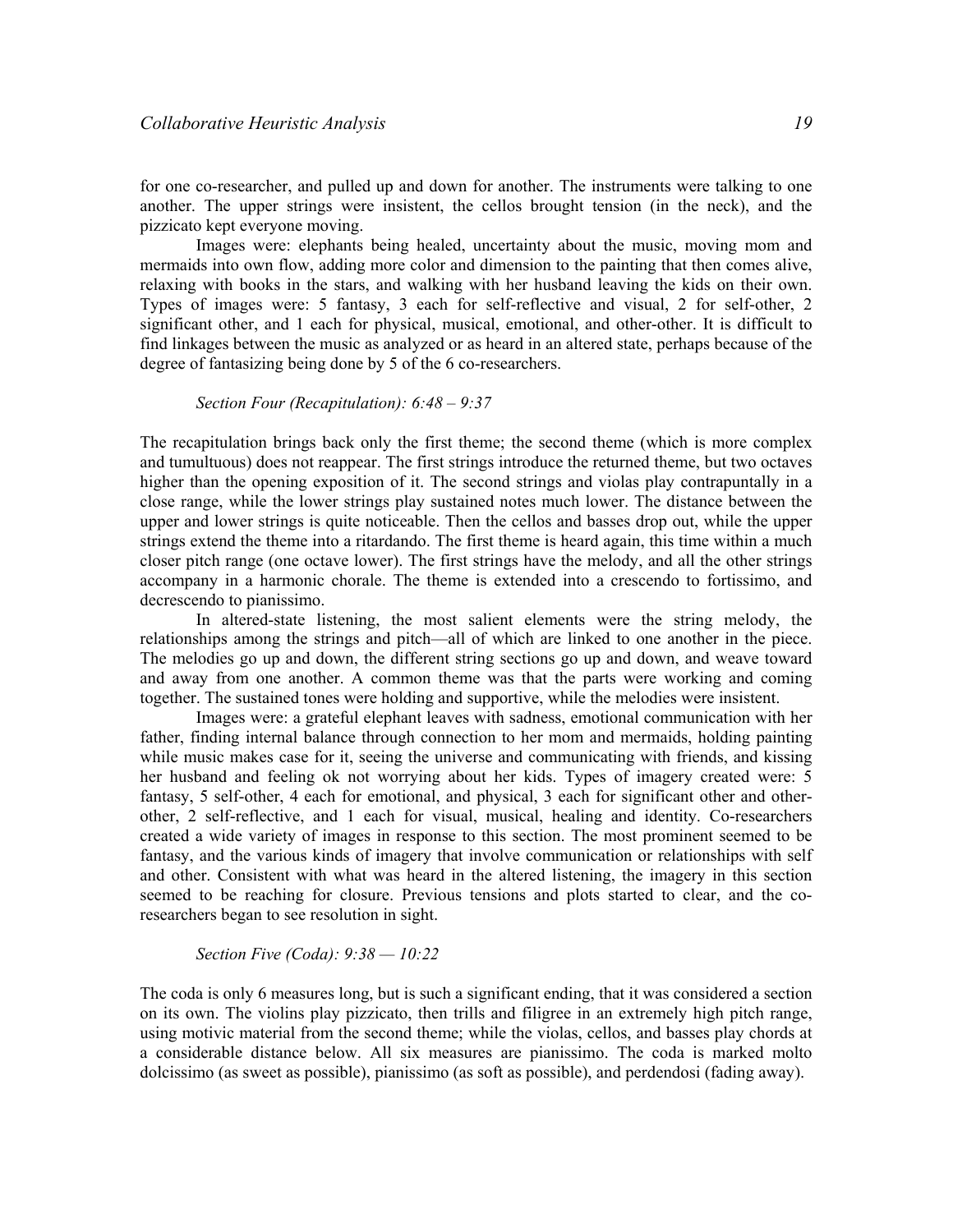for one co-researcher, and pulled up and down for another. The instruments were talking to one another. The upper strings were insistent, the cellos brought tension (in the neck), and the pizzicato kept everyone moving.

Images were: elephants being healed, uncertainty about the music, moving mom and mermaids into own flow, adding more color and dimension to the painting that then comes alive, relaxing with books in the stars, and walking with her husband leaving the kids on their own. Types of images were: 5 fantasy, 3 each for self-reflective and visual, 2 for self-other, 2 significant other, and 1 each for physical, musical, emotional, and other-other. It is difficult to find linkages between the music as analyzed or as heard in an altered state, perhaps because of the degree of fantasizing being done by 5 of the 6 co-researchers.

*Section Four (Recapitulation): 6:48 – 9:37*

The recapitulation brings back only the first theme; the second theme (which is more complex and tumultuous) does not reappear. The first strings introduce the returned theme, but two octaves higher than the opening exposition of it. The second strings and violas play contrapuntally in a close range, while the lower strings play sustained notes much lower. The distance between the upper and lower strings is quite noticeable. Then the cellos and basses drop out, while the upper strings extend the theme into a ritardando. The first theme is heard again, this time within a much closer pitch range (one octave lower). The first strings have the melody, and all the other strings accompany in a harmonic chorale. The theme is extended into a crescendo to fortissimo, and decrescendo to pianissimo.

In altered-state listening, the most salient elements were the string melody, the relationships among the strings and pitch—all of which are linked to one another in the piece. The melodies go up and down, the different string sections go up and down, and weave toward and away from one another. A common theme was that the parts were working and coming together. The sustained tones were holding and supportive, while the melodies were insistent.

Images were: a grateful elephant leaves with sadness, emotional communication with her father, finding internal balance through connection to her mom and mermaids, holding painting while music makes case for it, seeing the universe and communicating with friends, and kissing her husband and feeling ok not worrying about her kids. Types of imagery created were: 5 fantasy, 5 self-other, 4 each for emotional, and physical, 3 each for significant other and other-other, 2 self-reflective, and 1 each for visual, musical, healing and identity. Co-researchers created a wide variety of images in response to this section. The most prominent seemed to be fantasy, and the various kinds of imagery that involve communication or relationships with self and other. Consistent with what was heard in the altered listening, the imagery in this section seemed to be reaching for closure. Previous tensions and plots started to clear, and the co-researchers began to see resolution in sight.

*Section Five (Coda): 9:38 — 10:22*

The coda is only 6 measures long, but is such a significant ending, that it was considered a section on its own. The violins play pizzicato, then trills and filigree in an extremely high pitch range, using motivic material from the second theme; while the violas, cellos, and basses play chords at a considerable distance below. All six measures are pianissimo. The coda is marked molto dolcissimo (as sweet as possible), pianissimo (as soft as possible), and perdendosi (fading away).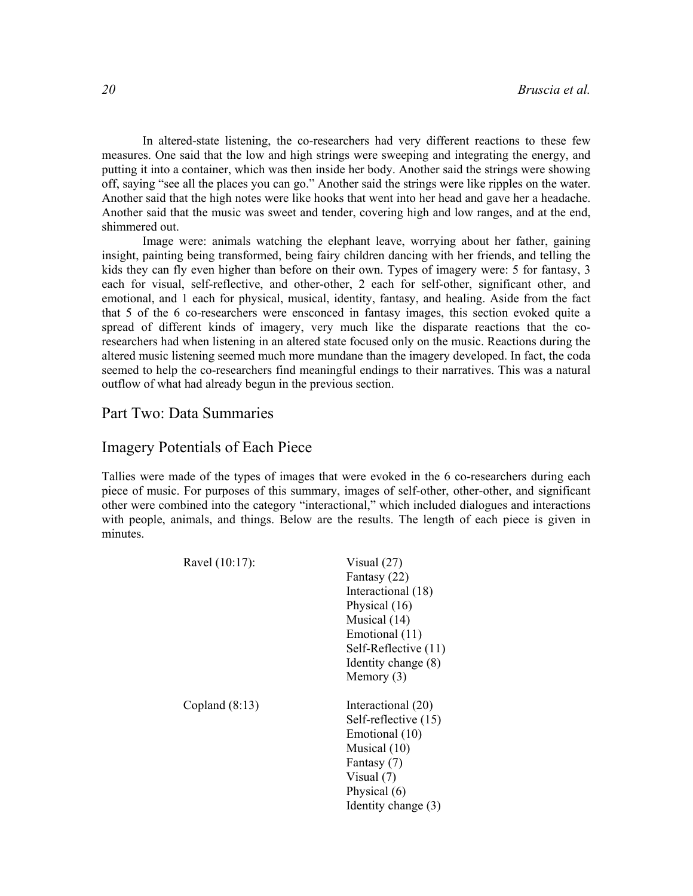In altered-state listening, the co-researchers had very different reactions to these few measures. One said that the low and high strings were sweeping and integrating the energy, and putting it into a container, which was then inside her body. Another said the strings were showing off, saying "see all the places you can go." Another said the strings were like ripples on the water. Another said that the high notes were like hooks that went into her head and gave her a headache. Another said that the music was sweet and tender, covering high and low ranges, and at the end, shimmered out.

Image were: animals watching the elephant leave, worrying about her father, gaining insight, painting being transformed, being fairy children dancing with her friends, and telling the kids they can fly even higher than before on their own. Types of imagery were: 5 for fantasy, 3 each for visual, self-reflective, and other-other, 2 each for self-other, significant other, and emotional, and 1 each for physical, musical, identity, fantasy, and healing. Aside from the fact that 5 of the 6 co-researchers were ensconced in fantasy images, this section evoked quite a spread of different kinds of imagery, very much like the disparate reactions that the co-researchers had when listening in an altered state focused only on the music. Reactions during the altered music listening seemed much more mundane than the imagery developed. In fact, the coda seemed to help the co-researchers find meaningful endings to their narratives. This was a natural outflow of what had already begun in the previous section.

## Part Two: Data Summaries

## Imagery Potentials of Each Piece

Tallies were made of the types of images that were evoked in the 6 co-researchers during each piece of music. For purposes of this summary, images of self-other, other-other, and significant other were combined into the category "interactional," which included dialogues and interactions with people, animals, and things. Below are the results. The length of each piece is given in minutes.

Ravel (10:17):
- Visual (27)
- Fantasy (22)
- Interactional (18)
- Physical (16)
- Musical (14)
- Emotional (11)
- Self-Reflective (11)
- Identity change (8)
- Memory (3)

Copland (8:13)
- Interactional (20)
- Self-reflective (15)
- Emotional (10)
- Musical (10)
- Fantasy (7)
- Visual (7)
- Physical (6)
- Identity change (3)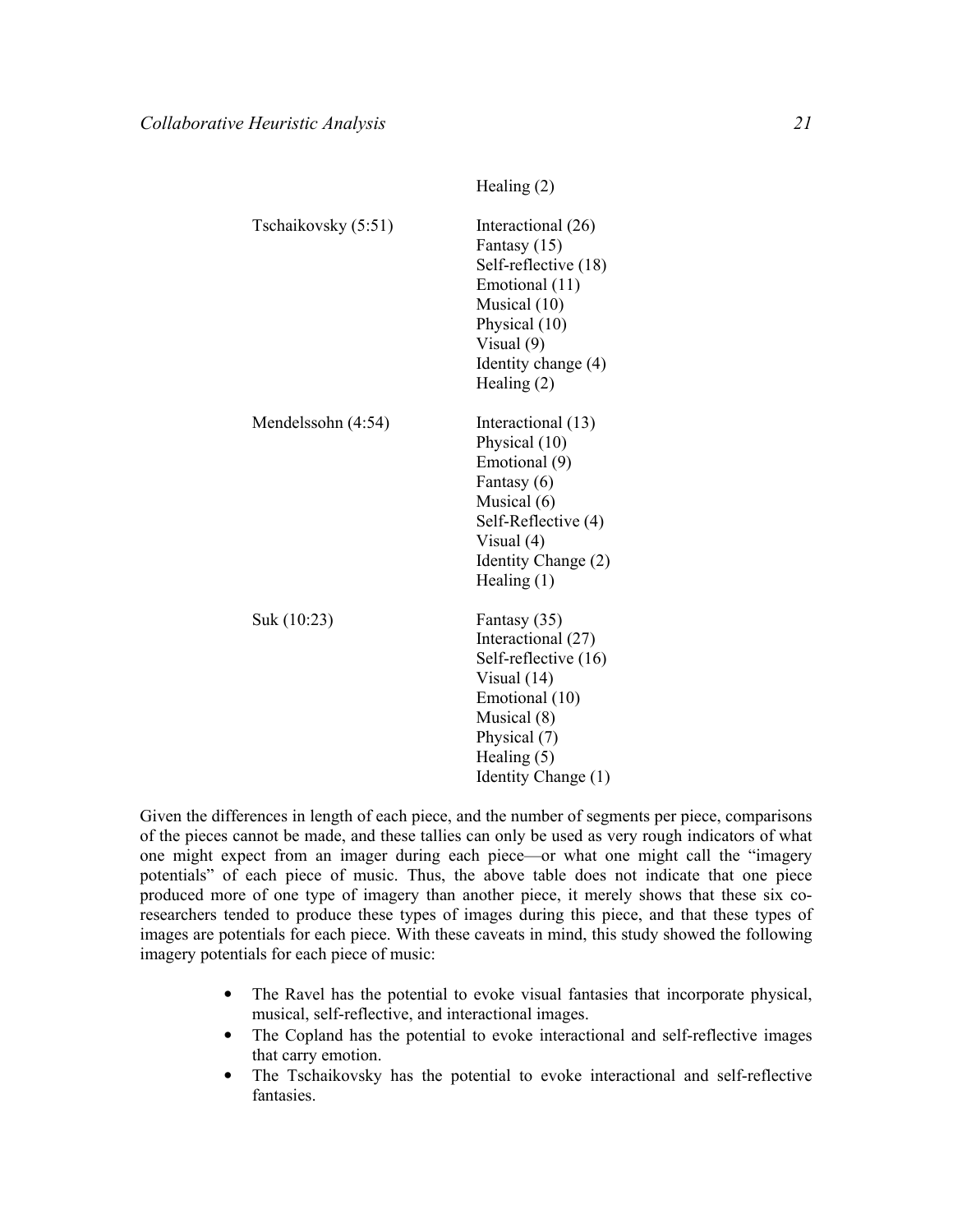| | |
|---|---|
| | Healing (2) |
| Tschaikovsky (5:51) | Interactional (26) |
| | Fantasy (15) |
| | Self-reflective (18) |
| | Emotional (11) |
| | Musical (10) |
| | Physical (10) |
| | Visual (9) |
| | Identity change (4) |
| | Healing (2) |
| Mendelssohn (4:54) | Interactional (13) |
| | Physical (10) |
| | Emotional (9) |
| | Fantasy (6) |
| | Musical (6) |
| | Self-Reflective (4) |
| | Visual (4) |
| | Identity Change (2) |
| | Healing (1) |
| Suk (10:23) | Fantasy (35) |
| | Interactional (27) |
| | Self-reflective (16) |
| | Visual (14) |
| | Emotional (10) |
| | Musical (8) |
| | Physical (7) |
| | Healing (5) |
| | Identity Change (1) |

Given the differences in length of each piece, and the number of segments per piece, comparisons of the pieces cannot be made, and these tallies can only be used as very rough indicators of what one might expect from an imager during each piece—or what one might call the "imagery potentials" of each piece of music. Thus, the above table does not indicate that one piece produced more of one type of imagery than another piece, it merely shows that these six co-researchers tended to produce these types of images during this piece, and that these types of images are potentials for each piece. With these caveats in mind, this study showed the following imagery potentials for each piece of music:

- The Ravel has the potential to evoke visual fantasies that incorporate physical, musical, self-reflective, and interactional images.
- The Copland has the potential to evoke interactional and self-reflective images that carry emotion.
- The Tschaikovsky has the potential to evoke interactional and self-reflective fantasies.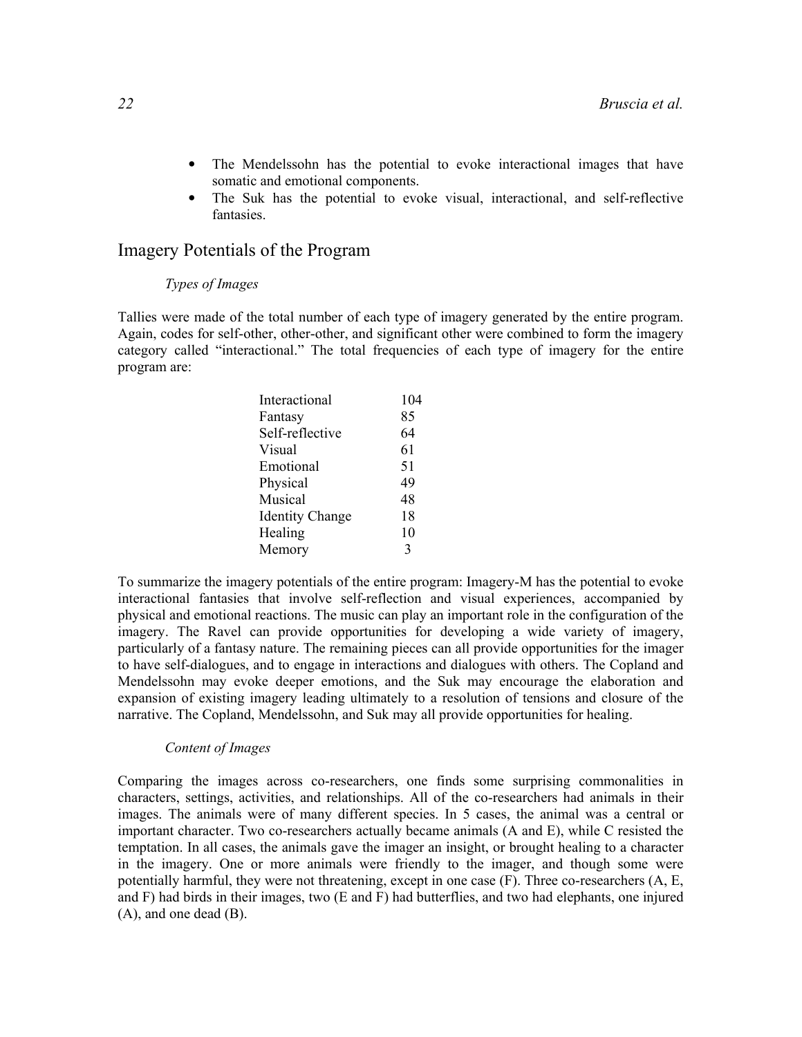- The Mendelssohn has the potential to evoke interactional images that have somatic and emotional components.
- The Suk has the potential to evoke visual, interactional, and self-reflective fantasies.

## Imagery Potentials of the Program

### *Types of Images*

Tallies were made of the total number of each type of imagery generated by the entire program. Again, codes for self-other, other-other, and significant other were combined to form the imagery category called "interactional." The total frequencies of each type of imagery for the entire program are:

| | |
|---|---|
| Interactional | 104 |
| Fantasy | 85 |
| Self-reflective | 64 |
| Visual | 61 |
| Emotional | 51 |
| Physical | 49 |
| Musical | 48 |
| Identity Change | 18 |
| Healing | 10 |
| Memory | 3 |

To summarize the imagery potentials of the entire program: Imagery-M has the potential to evoke interactional fantasies that involve self-reflection and visual experiences, accompanied by physical and emotional reactions. The music can play an important role in the configuration of the imagery. The Ravel can provide opportunities for developing a wide variety of imagery, particularly of a fantasy nature. The remaining pieces can all provide opportunities for the imager to have self-dialogues, and to engage in interactions and dialogues with others. The Copland and Mendelssohn may evoke deeper emotions, and the Suk may encourage the elaboration and expansion of existing imagery leading ultimately to a resolution of tensions and closure of the narrative. The Copland, Mendelssohn, and Suk may all provide opportunities for healing.

### *Content of Images*

Comparing the images across co-researchers, one finds some surprising commonalities in characters, settings, activities, and relationships. All of the co-researchers had animals in their images. The animals were of many different species. In 5 cases, the animal was a central or important character. Two co-researchers actually became animals (A and E), while C resisted the temptation. In all cases, the animals gave the imager an insight, or brought healing to a character in the imagery. One or more animals were friendly to the imager, and though some were potentially harmful, they were not threatening, except in one case (F). Three co-researchers (A, E, and F) had birds in their images, two (E and F) had butterflies, and two had elephants, one injured (A), and one dead (B).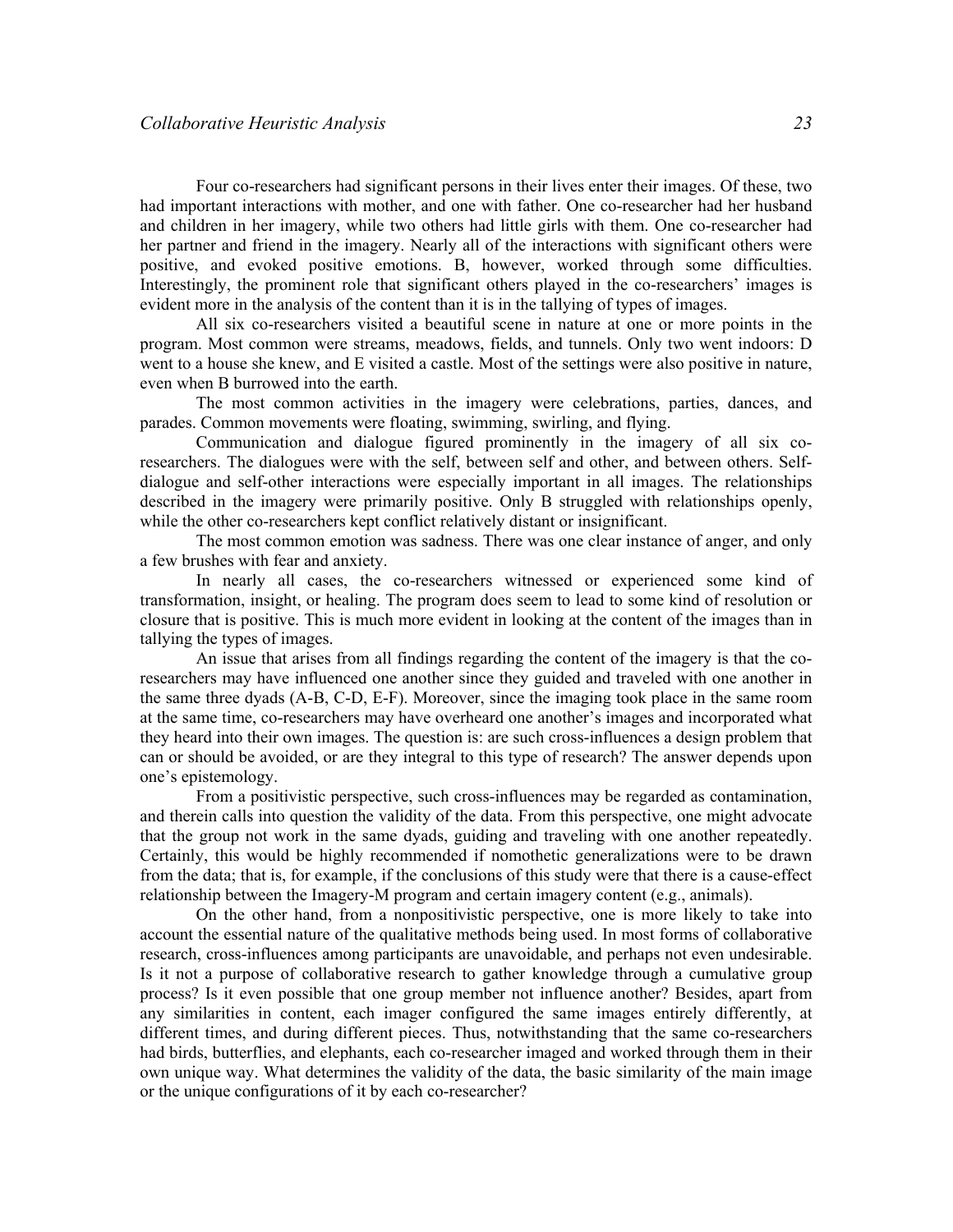Four co-researchers had significant persons in their lives enter their images. Of these, two had important interactions with mother, and one with father. One co-researcher had her husband and children in her imagery, while two others had little girls with them. One co-researcher had her partner and friend in the imagery. Nearly all of the interactions with significant others were positive, and evoked positive emotions. B, however, worked through some difficulties. Interestingly, the prominent role that significant others played in the co-researchers' images is evident more in the analysis of the content than it is in the tallying of types of images.

All six co-researchers visited a beautiful scene in nature at one or more points in the program. Most common were streams, meadows, fields, and tunnels. Only two went indoors: D went to a house she knew, and E visited a castle. Most of the settings were also positive in nature, even when B burrowed into the earth.

The most common activities in the imagery were celebrations, parties, dances, and parades. Common movements were floating, swimming, swirling, and flying.

Communication and dialogue figured prominently in the imagery of all six co-researchers. The dialogues were with the self, between self and other, and between others. Self-dialogue and self-other interactions were especially important in all images. The relationships described in the imagery were primarily positive. Only B struggled with relationships openly, while the other co-researchers kept conflict relatively distant or insignificant.

The most common emotion was sadness. There was one clear instance of anger, and only a few brushes with fear and anxiety.

In nearly all cases, the co-researchers witnessed or experienced some kind of transformation, insight, or healing. The program does seem to lead to some kind of resolution or closure that is positive. This is much more evident in looking at the content of the images than in tallying the types of images.

An issue that arises from all findings regarding the content of the imagery is that the co-researchers may have influenced one another since they guided and traveled with one another in the same three dyads (A-B, C-D, E-F). Moreover, since the imaging took place in the same room at the same time, co-researchers may have overheard one another's images and incorporated what they heard into their own images. The question is: are such cross-influences a design problem that can or should be avoided, or are they integral to this type of research? The answer depends upon one's epistemology.

From a positivistic perspective, such cross-influences may be regarded as contamination, and therein calls into question the validity of the data. From this perspective, one might advocate that the group not work in the same dyads, guiding and traveling with one another repeatedly. Certainly, this would be highly recommended if nomothetic generalizations were to be drawn from the data; that is, for example, if the conclusions of this study were that there is a cause-effect relationship between the Imagery-M program and certain imagery content (e.g., animals).

On the other hand, from a nonpositivistic perspective, one is more likely to take into account the essential nature of the qualitative methods being used. In most forms of collaborative research, cross-influences among participants are unavoidable, and perhaps not even undesirable. Is it not a purpose of collaborative research to gather knowledge through a cumulative group process? Is it even possible that one group member not influence another? Besides, apart from any similarities in content, each imager configured the same images entirely differently, at different times, and during different pieces. Thus, notwithstanding that the same co-researchers had birds, butterflies, and elephants, each co-researcher imaged and worked through them in their own unique way. What determines the validity of the data, the basic similarity of the main image or the unique configurations of it by each co-researcher?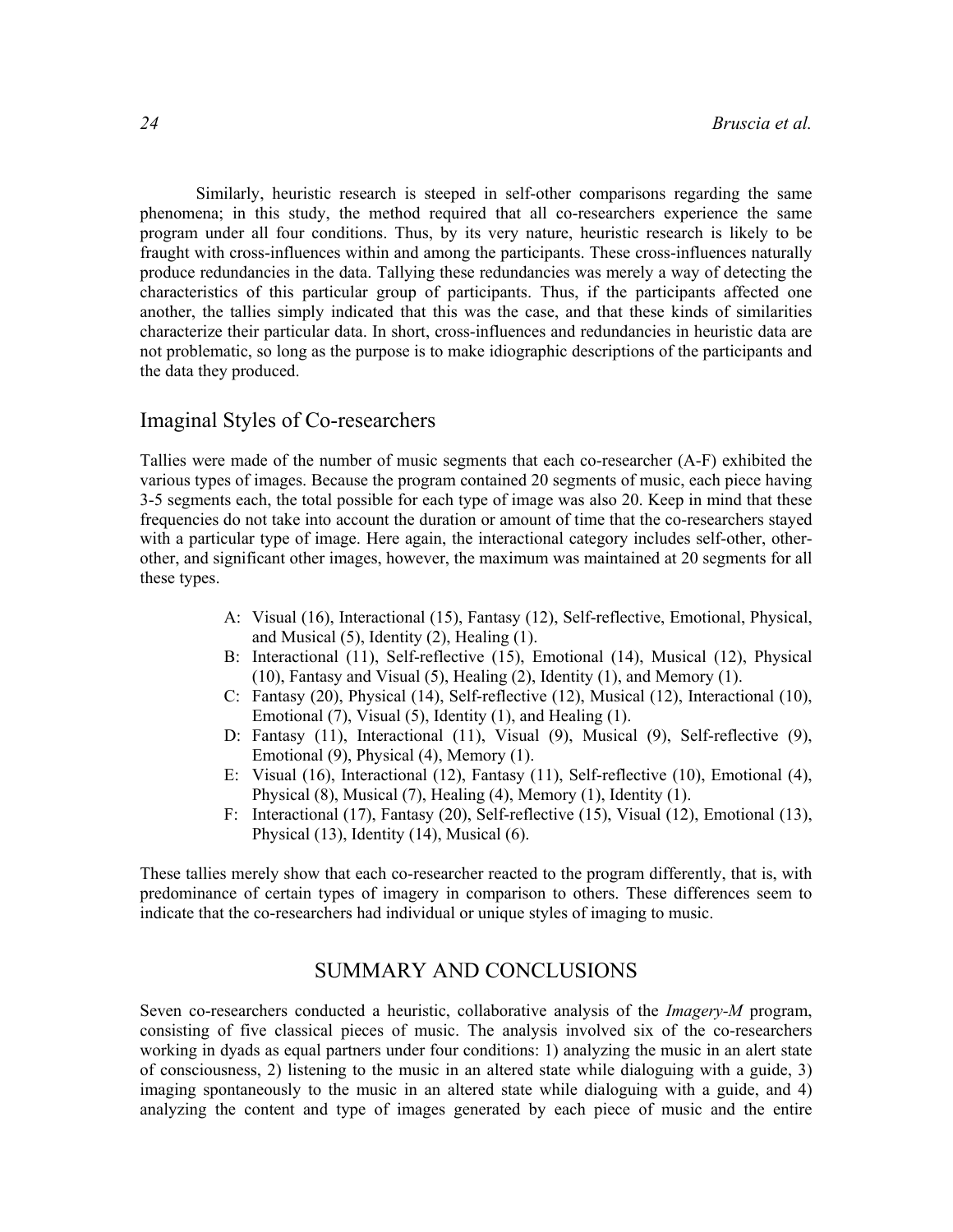Similarly, heuristic research is steeped in self-other comparisons regarding the same phenomena; in this study, the method required that all co-researchers experience the same program under all four conditions. Thus, by its very nature, heuristic research is likely to be fraught with cross-influences within and among the participants. These cross-influences naturally produce redundancies in the data. Tallying these redundancies was merely a way of detecting the characteristics of this particular group of participants. Thus, if the participants affected one another, the tallies simply indicated that this was the case, and that these kinds of similarities characterize their particular data. In short, cross-influences and redundancies in heuristic data are not problematic, so long as the purpose is to make idiographic descriptions of the participants and the data they produced.

## Imaginal Styles of Co-researchers

Tallies were made of the number of music segments that each co-researcher (A-F) exhibited the various types of images. Because the program contained 20 segments of music, each piece having 3-5 segments each, the total possible for each type of image was also 20. Keep in mind that these frequencies do not take into account the duration or amount of time that the co-researchers stayed with a particular type of image. Here again, the interactional category includes self-other, other-other, and significant other images, however, the maximum was maintained at 20 segments for all these types.

- A: Visual (16), Interactional (15), Fantasy (12), Self-reflective, Emotional, Physical, and Musical (5), Identity (2), Healing (1).
- B: Interactional (11), Self-reflective (15), Emotional (14), Musical (12), Physical (10), Fantasy and Visual (5), Healing (2), Identity (1), and Memory (1).
- C: Fantasy (20), Physical (14), Self-reflective (12), Musical (12), Interactional (10), Emotional (7), Visual (5), Identity (1), and Healing (1).
- D: Fantasy (11), Interactional (11), Visual (9), Musical (9), Self-reflective (9), Emotional (9), Physical (4), Memory (1).
- E: Visual (16), Interactional (12), Fantasy (11), Self-reflective (10), Emotional (4), Physical (8), Musical (7), Healing (4), Memory (1), Identity (1).
- F: Interactional (17), Fantasy (20), Self-reflective (15), Visual (12), Emotional (13), Physical (13), Identity (14), Musical (6).

These tallies merely show that each co-researcher reacted to the program differently, that is, with predominance of certain types of imagery in comparison to others. These differences seem to indicate that the co-researchers had individual or unique styles of imaging to music.

# SUMMARY AND CONCLUSIONS

Seven co-researchers conducted a heuristic, collaborative analysis of the *Imagery-M* program, consisting of five classical pieces of music. The analysis involved six of the co-researchers working in dyads as equal partners under four conditions: 1) analyzing the music in an alert state of consciousness, 2) listening to the music in an altered state while dialoguing with a guide, 3) imaging spontaneously to the music in an altered state while dialoguing with a guide, and 4) analyzing the content and type of images generated by each piece of music and the entire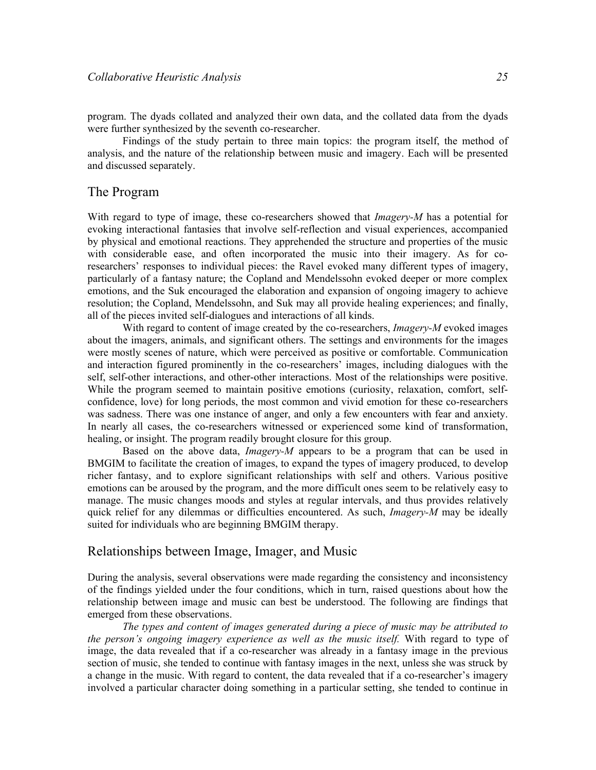program. The dyads collated and analyzed their own data, and the collated data from the dyads were further synthesized by the seventh co-researcher.

Findings of the study pertain to three main topics: the program itself, the method of analysis, and the nature of the relationship between music and imagery. Each will be presented and discussed separately.

## The Program

With regard to type of image, these co-researchers showed that *Imagery-M* has a potential for evoking interactional fantasies that involve self-reflection and visual experiences, accompanied by physical and emotional reactions. They apprehended the structure and properties of the music with considerable ease, and often incorporated the music into their imagery. As for co-researchers' responses to individual pieces: the Ravel evoked many different types of imagery, particularly of a fantasy nature; the Copland and Mendelssohn evoked deeper or more complex emotions, and the Suk encouraged the elaboration and expansion of ongoing imagery to achieve resolution; the Copland, Mendelssohn, and Suk may all provide healing experiences; and finally, all of the pieces invited self-dialogues and interactions of all kinds.

With regard to content of image created by the co-researchers, *Imagery-M* evoked images about the imagers, animals, and significant others. The settings and environments for the images were mostly scenes of nature, which were perceived as positive or comfortable. Communication and interaction figured prominently in the co-researchers' images, including dialogues with the self, self-other interactions, and other-other interactions. Most of the relationships were positive. While the program seemed to maintain positive emotions (curiosity, relaxation, comfort, self-confidence, love) for long periods, the most common and vivid emotion for these co-researchers was sadness. There was one instance of anger, and only a few encounters with fear and anxiety. In nearly all cases, the co-researchers witnessed or experienced some kind of transformation, healing, or insight. The program readily brought closure for this group.

Based on the above data, *Imagery-M* appears to be a program that can be used in BMGIM to facilitate the creation of images, to expand the types of imagery produced, to develop richer fantasy, and to explore significant relationships with self and others. Various positive emotions can be aroused by the program, and the more difficult ones seem to be relatively easy to manage. The music changes moods and styles at regular intervals, and thus provides relatively quick relief for any dilemmas or difficulties encountered. As such, *Imagery-M* may be ideally suited for individuals who are beginning BMGIM therapy.

## Relationships between Image, Imager, and Music

During the analysis, several observations were made regarding the consistency and inconsistency of the findings yielded under the four conditions, which in turn, raised questions about how the relationship between image and music can best be understood. The following are findings that emerged from these observations.

*The types and content of images generated during a piece of music may be attributed to the person's ongoing imagery experience as well as the music itself.* With regard to type of image, the data revealed that if a co-researcher was already in a fantasy image in the previous section of music, she tended to continue with fantasy images in the next, unless she was struck by a change in the music. With regard to content, the data revealed that if a co-researcher's imagery involved a particular character doing something in a particular setting, she tended to continue in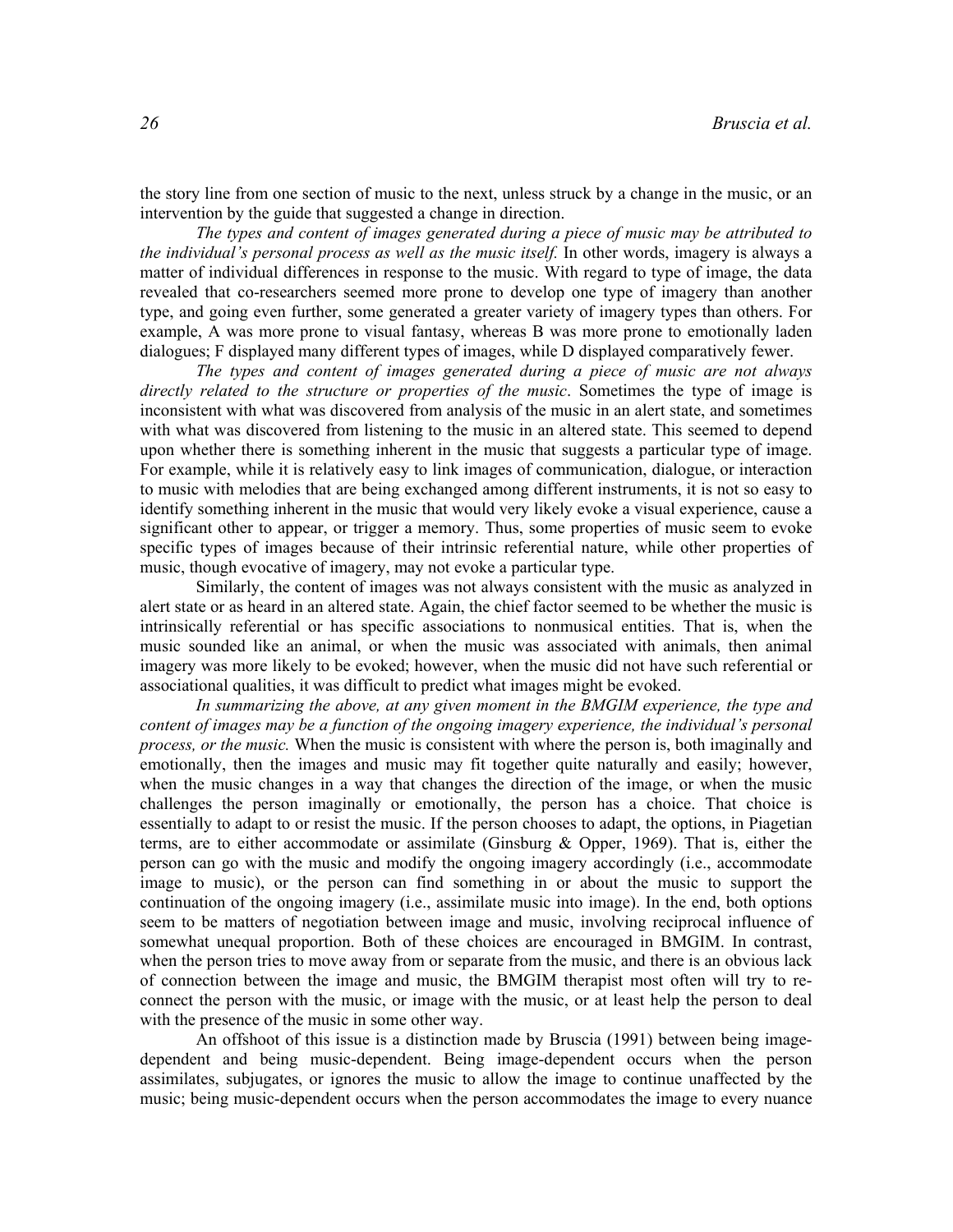the story line from one section of music to the next, unless struck by a change in the music, or an intervention by the guide that suggested a change in direction.

*The types and content of images generated during a piece of music may be attributed to the individual's personal process as well as the music itself.* In other words, imagery is always a matter of individual differences in response to the music. With regard to type of image, the data revealed that co-researchers seemed more prone to develop one type of imagery than another type, and going even further, some generated a greater variety of imagery types than others. For example, A was more prone to visual fantasy, whereas B was more prone to emotionally laden dialogues; F displayed many different types of images, while D displayed comparatively fewer.

*The types and content of images generated during a piece of music are not always directly related to the structure or properties of the music*. Sometimes the type of image is inconsistent with what was discovered from analysis of the music in an alert state, and sometimes with what was discovered from listening to the music in an altered state. This seemed to depend upon whether there is something inherent in the music that suggests a particular type of image. For example, while it is relatively easy to link images of communication, dialogue, or interaction to music with melodies that are being exchanged among different instruments, it is not so easy to identify something inherent in the music that would very likely evoke a visual experience, cause a significant other to appear, or trigger a memory. Thus, some properties of music seem to evoke specific types of images because of their intrinsic referential nature, while other properties of music, though evocative of imagery, may not evoke a particular type.

Similarly, the content of images was not always consistent with the music as analyzed in alert state or as heard in an altered state. Again, the chief factor seemed to be whether the music is intrinsically referential or has specific associations to nonmusical entities. That is, when the music sounded like an animal, or when the music was associated with animals, then animal imagery was more likely to be evoked; however, when the music did not have such referential or associational qualities, it was difficult to predict what images might be evoked.

*In summarizing the above, at any given moment in the BMGIM experience, the type and content of images may be a function of the ongoing imagery experience, the individual's personal process, or the music.* When the music is consistent with where the person is, both imaginally and emotionally, then the images and music may fit together quite naturally and easily; however, when the music changes in a way that changes the direction of the image, or when the music challenges the person imaginally or emotionally, the person has a choice. That choice is essentially to adapt to or resist the music. If the person chooses to adapt, the options, in Piagetian terms, are to either accommodate or assimilate (Ginsburg & Opper, 1969). That is, either the person can go with the music and modify the ongoing imagery accordingly (i.e., accommodate image to music), or the person can find something in or about the music to support the continuation of the ongoing imagery (i.e., assimilate music into image). In the end, both options seem to be matters of negotiation between image and music, involving reciprocal influence of somewhat unequal proportion. Both of these choices are encouraged in BMGIM. In contrast, when the person tries to move away from or separate from the music, and there is an obvious lack of connection between the image and music, the BMGIM therapist most often will try to re-connect the person with the music, or image with the music, or at least help the person to deal with the presence of the music in some other way.

An offshoot of this issue is a distinction made by Bruscia (1991) between being image-dependent and being music-dependent. Being image-dependent occurs when the person assimilates, subjugates, or ignores the music to allow the image to continue unaffected by the music; being music-dependent occurs when the person accommodates the image to every nuance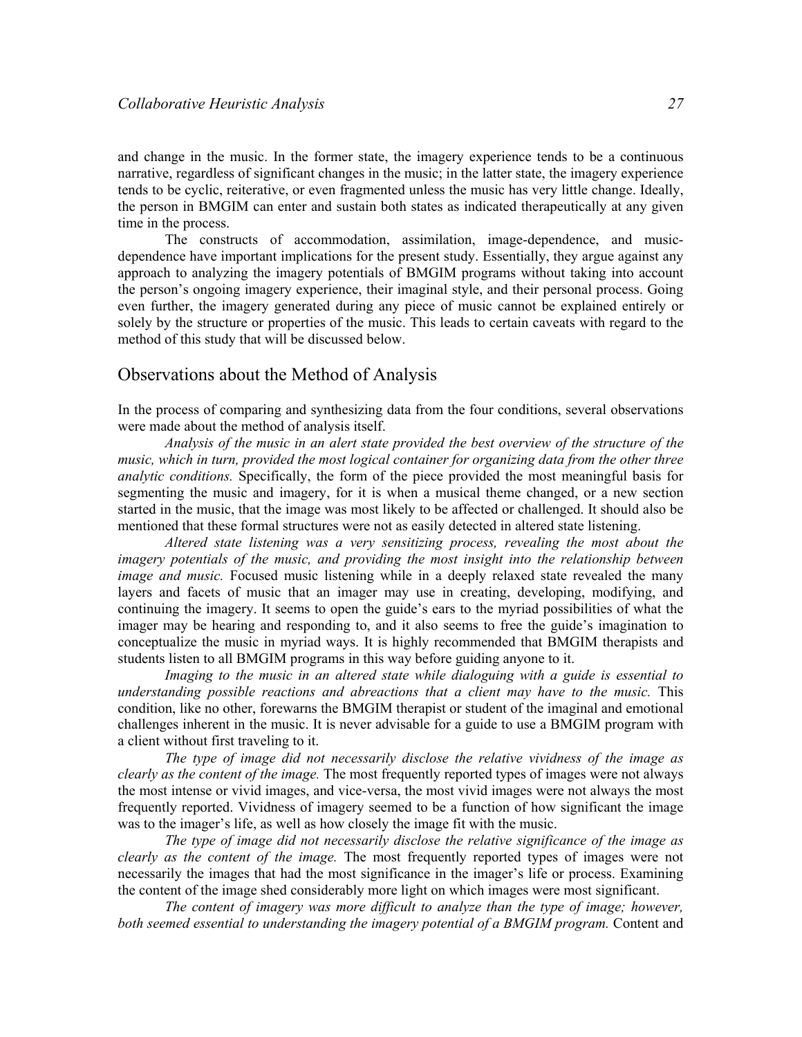and change in the music. In the former state, the imagery experience tends to be a continuous narrative, regardless of significant changes in the music; in the latter state, the imagery experience tends to be cyclic, reiterative, or even fragmented unless the music has very little change. Ideally, the person in BMGIM can enter and sustain both states as indicated therapeutically at any given time in the process.

The constructs of accommodation, assimilation, image-dependence, and music-dependence have important implications for the present study. Essentially, they argue against any approach to analyzing the imagery potentials of BMGIM programs without taking into account the person's ongoing imagery experience, their imaginal style, and their personal process. Going even further, the imagery generated during any piece of music cannot be explained entirely or solely by the structure or properties of the music. This leads to certain caveats with regard to the method of this study that will be discussed below.

## Observations about the Method of Analysis

In the process of comparing and synthesizing data from the four conditions, several observations were made about the method of analysis itself.

*Analysis of the music in an alert state provided the best overview of the structure of the music, which in turn, provided the most logical container for organizing data from the other three analytic conditions.* Specifically, the form of the piece provided the most meaningful basis for segmenting the music and imagery, for it is when a musical theme changed, or a new section started in the music, that the image was most likely to be affected or challenged. It should also be mentioned that these formal structures were not as easily detected in altered state listening.

*Altered state listening was a very sensitizing process, revealing the most about the imagery potentials of the music, and providing the most insight into the relationship between image and music.* Focused music listening while in a deeply relaxed state revealed the many layers and facets of music that an imager may use in creating, developing, modifying, and continuing the imagery. It seems to open the guide's ears to the myriad possibilities of what the imager may be hearing and responding to, and it also seems to free the guide's imagination to conceptualize the music in myriad ways. It is highly recommended that BMGIM therapists and students listen to all BMGIM programs in this way before guiding anyone to it.

*Imaging to the music in an altered state while dialoguing with a guide is essential to understanding possible reactions and abreactions that a client may have to the music.* This condition, like no other, forewarns the BMGIM therapist or student of the imaginal and emotional challenges inherent in the music. It is never advisable for a guide to use a BMGIM program with a client without first traveling to it.

*The type of image did not necessarily disclose the relative vividness of the image as clearly as the content of the image.* The most frequently reported types of images were not always the most intense or vivid images, and vice-versa, the most vivid images were not always the most frequently reported. Vividness of imagery seemed to be a function of how significant the image was to the imager's life, as well as how closely the image fit with the music.

*The type of image did not necessarily disclose the relative significance of the image as clearly as the content of the image.* The most frequently reported types of images were not necessarily the images that had the most significance in the imager's life or process. Examining the content of the image shed considerably more light on which images were most significant.

*The content of imagery was more difficult to analyze than the type of image; however, both seemed essential to understanding the imagery potential of a BMGIM program.* Content and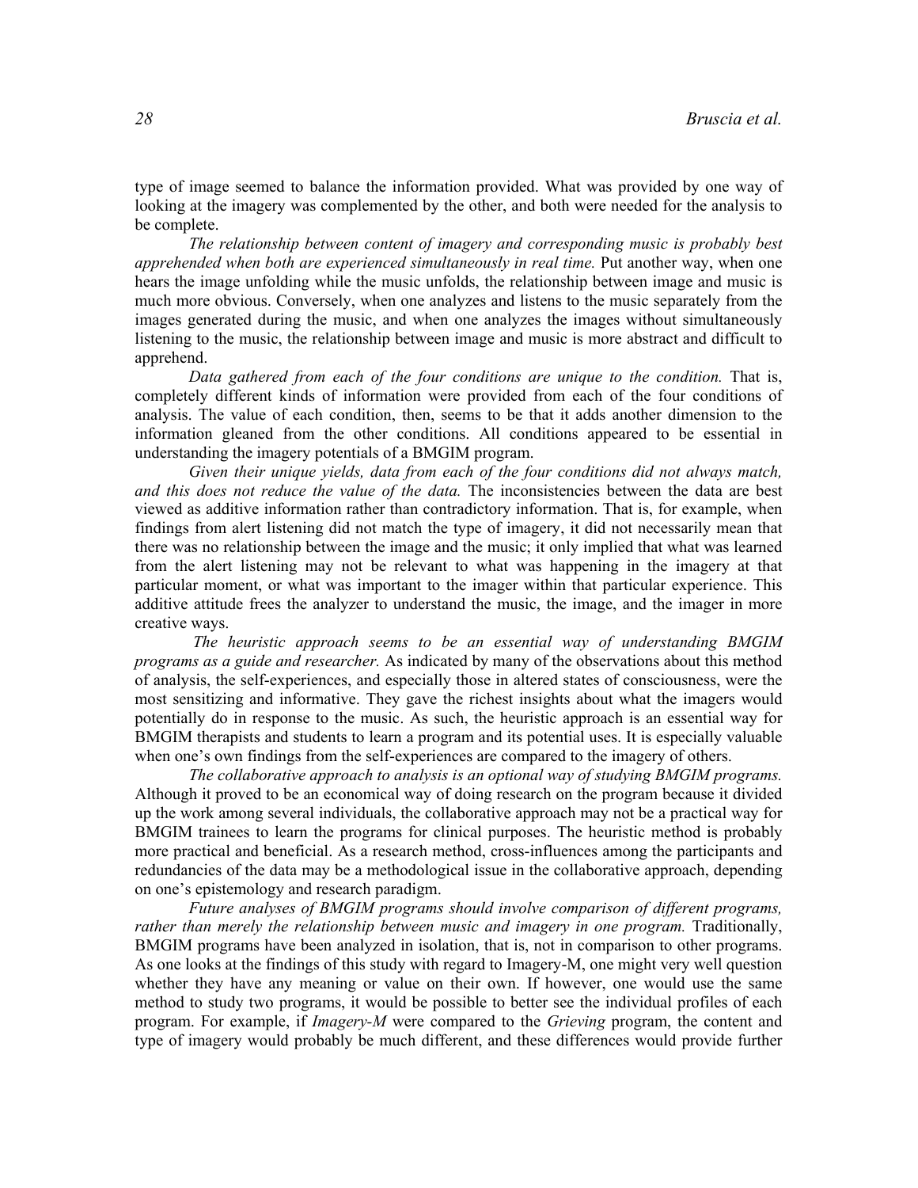type of image seemed to balance the information provided. What was provided by one way of looking at the imagery was complemented by the other, and both were needed for the analysis to be complete.

*The relationship between content of imagery and corresponding music is probably best apprehended when both are experienced simultaneously in real time.* Put another way, when one hears the image unfolding while the music unfolds, the relationship between image and music is much more obvious. Conversely, when one analyzes and listens to the music separately from the images generated during the music, and when one analyzes the images without simultaneously listening to the music, the relationship between image and music is more abstract and difficult to apprehend.

*Data gathered from each of the four conditions are unique to the condition.* That is, completely different kinds of information were provided from each of the four conditions of analysis. The value of each condition, then, seems to be that it adds another dimension to the information gleaned from the other conditions. All conditions appeared to be essential in understanding the imagery potentials of a BMGIM program.

*Given their unique yields, data from each of the four conditions did not always match, and this does not reduce the value of the data.* The inconsistencies between the data are best viewed as additive information rather than contradictory information. That is, for example, when findings from alert listening did not match the type of imagery, it did not necessarily mean that there was no relationship between the image and the music; it only implied that what was learned from the alert listening may not be relevant to what was happening in the imagery at that particular moment, or what was important to the imager within that particular experience. This additive attitude frees the analyzer to understand the music, the image, and the imager in more creative ways.

*The heuristic approach seems to be an essential way of understanding BMGIM programs as a guide and researcher.* As indicated by many of the observations about this method of analysis, the self-experiences, and especially those in altered states of consciousness, were the most sensitizing and informative. They gave the richest insights about what the imagers would potentially do in response to the music. As such, the heuristic approach is an essential way for BMGIM therapists and students to learn a program and its potential uses. It is especially valuable when one's own findings from the self-experiences are compared to the imagery of others.

*The collaborative approach to analysis is an optional way of studying BMGIM programs.* Although it proved to be an economical way of doing research on the program because it divided up the work among several individuals, the collaborative approach may not be a practical way for BMGIM trainees to learn the programs for clinical purposes. The heuristic method is probably more practical and beneficial. As a research method, cross-influences among the participants and redundancies of the data may be a methodological issue in the collaborative approach, depending on one's epistemology and research paradigm.

*Future analyses of BMGIM programs should involve comparison of different programs, rather than merely the relationship between music and imagery in one program.* Traditionally, BMGIM programs have been analyzed in isolation, that is, not in comparison to other programs. As one looks at the findings of this study with regard to Imagery-M, one might very well question whether they have any meaning or value on their own. If however, one would use the same method to study two programs, it would be possible to better see the individual profiles of each program. For example, if *Imagery-M* were compared to the *Grieving* program, the content and type of imagery would probably be much different, and these differences would provide further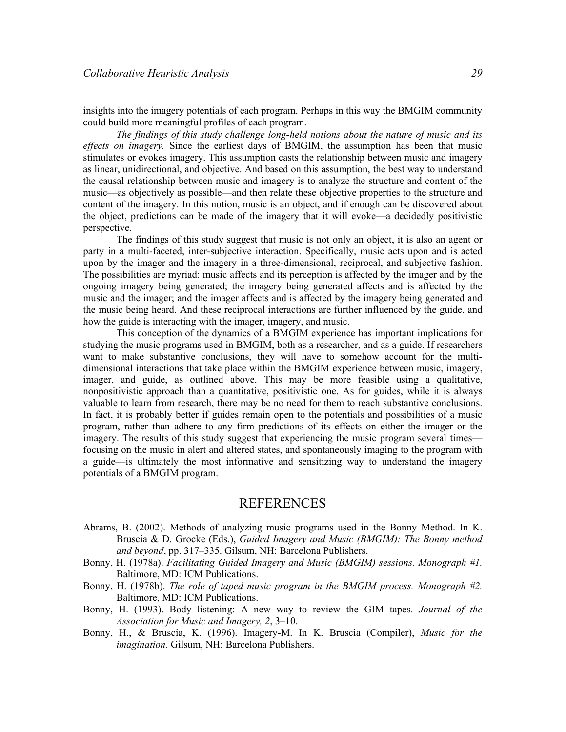insights into the imagery potentials of each program. Perhaps in this way the BMGIM community could build more meaningful profiles of each program.

*The findings of this study challenge long-held notions about the nature of music and its effects on imagery.* Since the earliest days of BMGIM, the assumption has been that music stimulates or evokes imagery. This assumption casts the relationship between music and imagery as linear, unidirectional, and objective. And based on this assumption, the best way to understand the causal relationship between music and imagery is to analyze the structure and content of the music—as objectively as possible—and then relate these objective properties to the structure and content of the imagery. In this notion, music is an object, and if enough can be discovered about the object, predictions can be made of the imagery that it will evoke—a decidedly positivistic perspective.

The findings of this study suggest that music is not only an object, it is also an agent or party in a multi-faceted, inter-subjective interaction. Specifically, music acts upon and is acted upon by the imager and the imagery in a three-dimensional, reciprocal, and subjective fashion. The possibilities are myriad: music affects and its perception is affected by the imager and by the ongoing imagery being generated; the imagery being generated affects and is affected by the music and the imager; and the imager affects and is affected by the imagery being generated and the music being heard. And these reciprocal interactions are further influenced by the guide, and how the guide is interacting with the imager, imagery, and music.

This conception of the dynamics of a BMGIM experience has important implications for studying the music programs used in BMGIM, both as a researcher, and as a guide. If researchers want to make substantive conclusions, they will have to somehow account for the multi-dimensional interactions that take place within the BMGIM experience between music, imagery, imager, and guide, as outlined above. This may be more feasible using a qualitative, nonpositivistic approach than a quantitative, positivistic one. As for guides, while it is always valuable to learn from research, there may be no need for them to reach substantive conclusions. In fact, it is probably better if guides remain open to the potentials and possibilities of a music program, rather than adhere to any firm predictions of its effects on either the imager or the imagery. The results of this study suggest that experiencing the music program several times—focusing on the music in alert and altered states, and spontaneously imaging to the program with a guide—is ultimately the most informative and sensitizing way to understand the imagery potentials of a BMGIM program.

# REFERENCES

Abrams, B. (2002). Methods of analyzing music programs used in the Bonny Method. In K. Bruscia & D. Grocke (Eds.), *Guided Imagery and Music (BMGIM): The Bonny method and beyond*, pp. 317–335. Gilsum, NH: Barcelona Publishers.

Bonny, H. (1978a). *Facilitating Guided Imagery and Music (BMGIM) sessions. Monograph #1.* Baltimore, MD: ICM Publications.

Bonny, H. (1978b). *The role of taped music program in the BMGIM process. Monograph #2.* Baltimore, MD: ICM Publications.

Bonny, H. (1993). Body listening: A new way to review the GIM tapes. *Journal of the Association for Music and Imagery, 2*, 3–10.

Bonny, H., & Bruscia, K. (1996). Imagery-M. In K. Bruscia (Compiler), *Music for the imagination.* Gilsum, NH: Barcelona Publishers.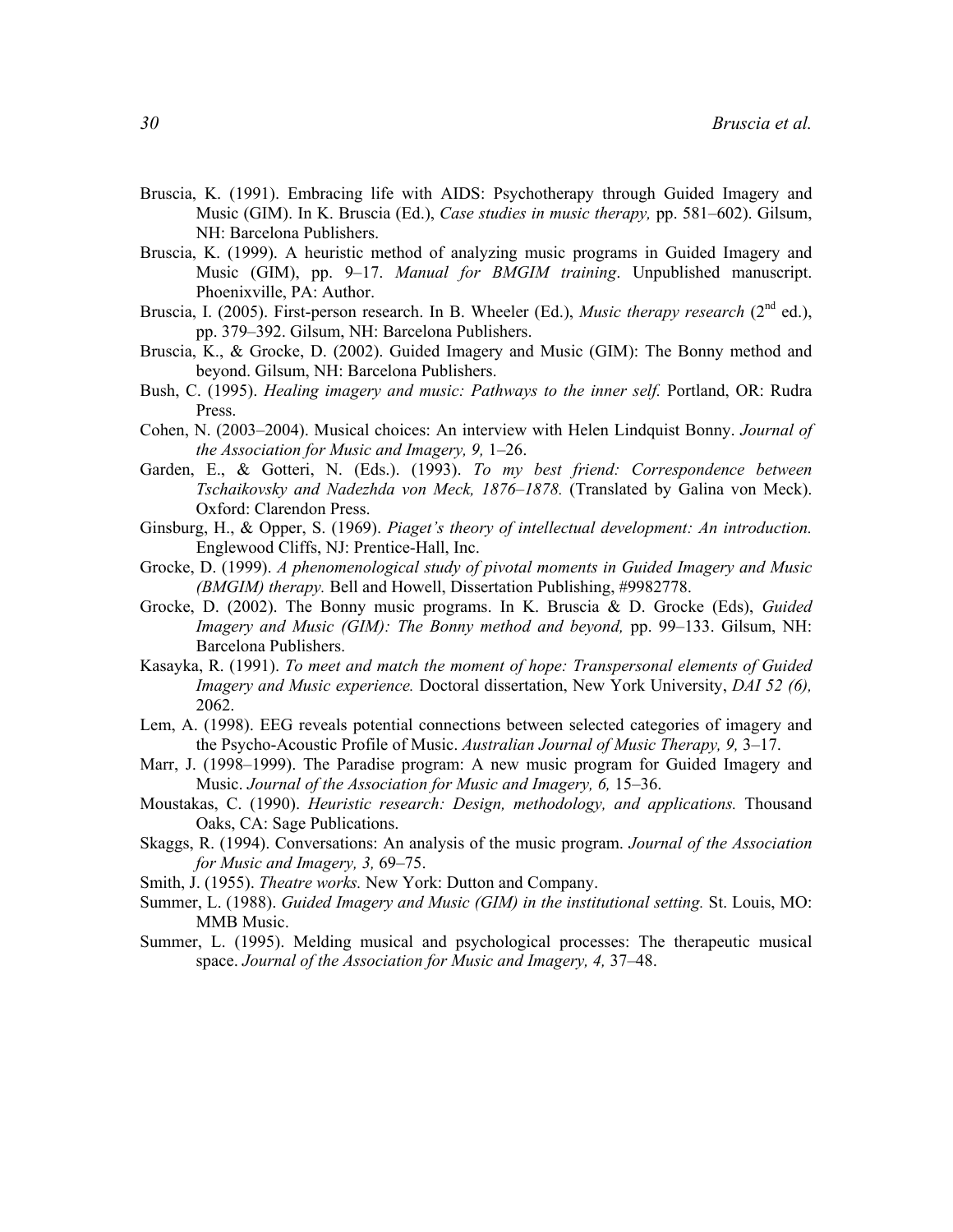Bruscia, K. (1991). Embracing life with AIDS: Psychotherapy through Guided Imagery and Music (GIM). In K. Bruscia (Ed.), *Case studies in music therapy,* pp. 581–602). Gilsum, NH: Barcelona Publishers.

Bruscia, K. (1999). A heuristic method of analyzing music programs in Guided Imagery and Music (GIM), pp. 9–17. *Manual for BMGIM training*. Unpublished manuscript. Phoenixville, PA: Author.

Bruscia, I. (2005). First-person research. In B. Wheeler (Ed.), *Music therapy research* (2nd ed.), pp. 379–392. Gilsum, NH: Barcelona Publishers.

Bruscia, K., & Grocke, D. (2002). Guided Imagery and Music (GIM): The Bonny method and beyond. Gilsum, NH: Barcelona Publishers.

Bush, C. (1995). *Healing imagery and music: Pathways to the inner self.* Portland, OR: Rudra Press.

Cohen, N. (2003–2004). Musical choices: An interview with Helen Lindquist Bonny. *Journal of the Association for Music and Imagery, 9,* 1–26.

Garden, E., & Gotteri, N. (Eds.). (1993). *To my best friend: Correspondence between Tschaikovsky and Nadezhda von Meck, 1876–1878.* (Translated by Galina von Meck). Oxford: Clarendon Press.

Ginsburg, H., & Opper, S. (1969). *Piaget's theory of intellectual development: An introduction.* Englewood Cliffs, NJ: Prentice-Hall, Inc.

Grocke, D. (1999). *A phenomenological study of pivotal moments in Guided Imagery and Music (BMGIM) therapy.* Bell and Howell, Dissertation Publishing, #9982778.

Grocke, D. (2002). The Bonny music programs. In K. Bruscia & D. Grocke (Eds), *Guided Imagery and Music (GIM): The Bonny method and beyond,* pp. 99–133. Gilsum, NH: Barcelona Publishers.

Kasayka, R. (1991). *To meet and match the moment of hope: Transpersonal elements of Guided Imagery and Music experience.* Doctoral dissertation, New York University, *DAI 52 (6),* 2062.

Lem, A. (1998). EEG reveals potential connections between selected categories of imagery and the Psycho-Acoustic Profile of Music. *Australian Journal of Music Therapy, 9,* 3–17.

Marr, J. (1998–1999). The Paradise program: A new music program for Guided Imagery and Music. *Journal of the Association for Music and Imagery, 6,* 15–36.

Moustakas, C. (1990). *Heuristic research: Design, methodology, and applications.* Thousand Oaks, CA: Sage Publications.

Skaggs, R. (1994). Conversations: An analysis of the music program. *Journal of the Association for Music and Imagery, 3,* 69–75.

Smith, J. (1955). *Theatre works.* New York: Dutton and Company.

Summer, L. (1988). *Guided Imagery and Music (GIM) in the institutional setting.* St. Louis, MO: MMB Music.

Summer, L. (1995). Melding musical and psychological processes: The therapeutic musical space. *Journal of the Association for Music and Imagery, 4,* 37–48.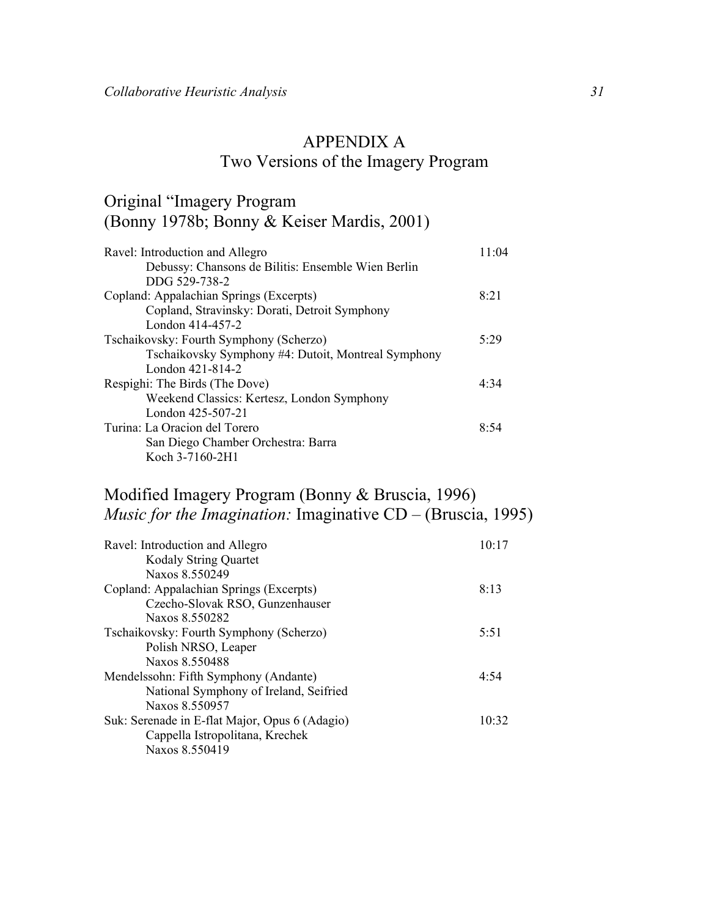# APPENDIX A
## Two Versions of the Imagery Program

### Original "Imagery Program (Bonny 1978b; Bonny & Keiser Mardis, 2001)

| | |
|---|---|
| Ravel: Introduction and Allegro<br>    Debussy: Chansons de Bilitis: Ensemble Wien Berlin<br>    DDG 529-738-2 | 11:04 |
| Copland: Appalachian Springs (Excerpts)<br>    Copland, Stravinsky: Dorati, Detroit Symphony<br>    London 414-457-2 | 8:21 |
| Tschaikovsky: Fourth Symphony (Scherzo)<br>    Tschaikovsky Symphony #4: Dutoit, Montreal Symphony<br>    London 421-814-2 | 5:29 |
| Respighi: The Birds (The Dove)<br>    Weekend Classics: Kertesz, London Symphony<br>    London 425-507-21 | 4:34 |
| Turina: La Oracion del Torero<br>    San Diego Chamber Orchestra: Barra<br>    Koch 3-7160-2H1 | 8:54 |

### Modified Imagery Program (Bonny & Bruscia, 1996) *Music for the Imagination:* Imaginative CD – (Bruscia, 1995)

| | |
|---|---|
| Ravel: Introduction and Allegro<br>    Kodaly String Quartet<br>    Naxos 8.550249 | 10:17 |
| Copland: Appalachian Springs (Excerpts)<br>    Czecho-Slovak RSO, Gunzenhauser<br>    Naxos 8.550282 | 8:13 |
| Tschaikovsky: Fourth Symphony (Scherzo)<br>    Polish NRSO, Leaper<br>    Naxos 8.550488 | 5:51 |
| Mendelssohn: Fifth Symphony (Andante)<br>    National Symphony of Ireland, Seifried<br>    Naxos 8.550957 | 4:54 |
| Suk: Serenade in E-flat Major, Opus 6 (Adagio)<br>    Cappella Istropolitana, Krechek<br>    Naxos 8.550419 | 10:32 |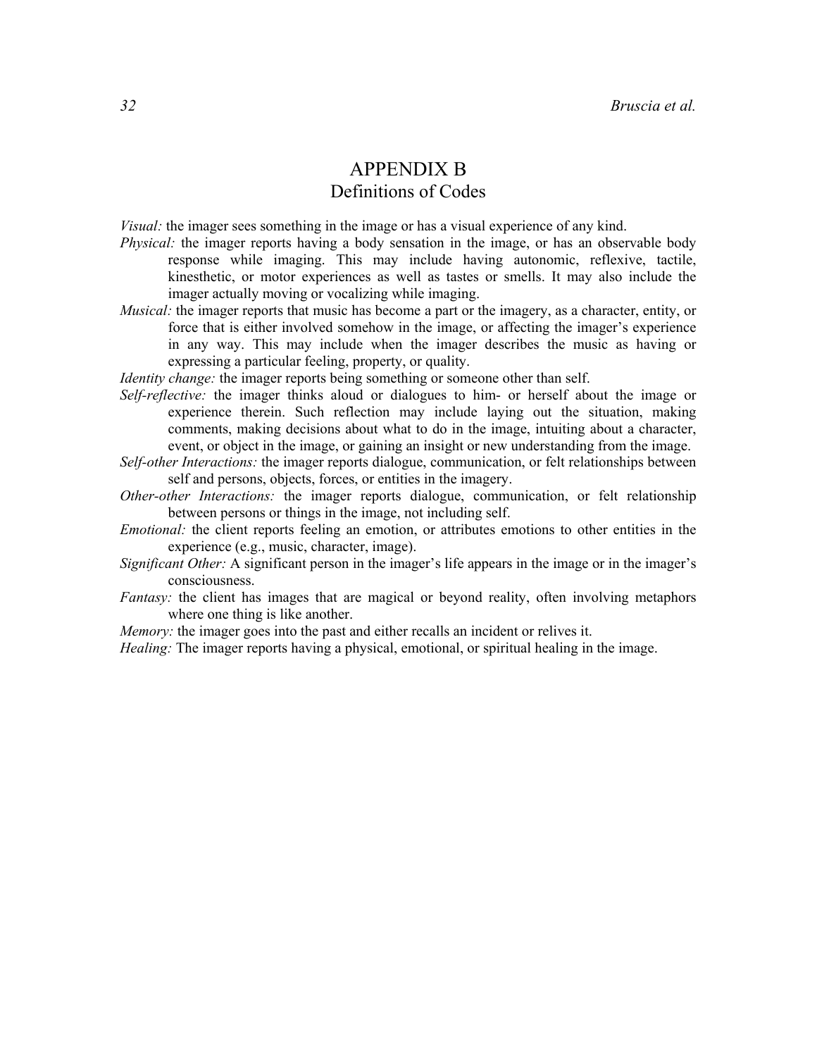# APPENDIX B

## Definitions of Codes

*Visual:* the imager sees something in the image or has a visual experience of any kind.

*Physical:* the imager reports having a body sensation in the image, or has an observable body response while imaging. This may include having autonomic, reflexive, tactile, kinesthetic, or motor experiences as well as tastes or smells. It may also include the imager actually moving or vocalizing while imaging.

*Musical:* the imager reports that music has become a part or the imagery, as a character, entity, or force that is either involved somehow in the image, or affecting the imager's experience in any way. This may include when the imager describes the music as having or expressing a particular feeling, property, or quality.

*Identity change:* the imager reports being something or someone other than self.

*Self-reflective:* the imager thinks aloud or dialogues to him- or herself about the image or experience therein. Such reflection may include laying out the situation, making comments, making decisions about what to do in the image, intuiting about a character, event, or object in the image, or gaining an insight or new understanding from the image.

*Self-other Interactions:* the imager reports dialogue, communication, or felt relationships between self and persons, objects, forces, or entities in the imagery.

*Other-other Interactions:* the imager reports dialogue, communication, or felt relationship between persons or things in the image, not including self.

*Emotional:* the client reports feeling an emotion, or attributes emotions to other entities in the experience (e.g., music, character, image).

*Significant Other:* A significant person in the imager's life appears in the image or in the imager's consciousness.

*Fantasy:* the client has images that are magical or beyond reality, often involving metaphors where one thing is like another.

*Memory:* the imager goes into the past and either recalls an incident or relives it.

*Healing:* The imager reports having a physical, emotional, or spiritual healing in the image.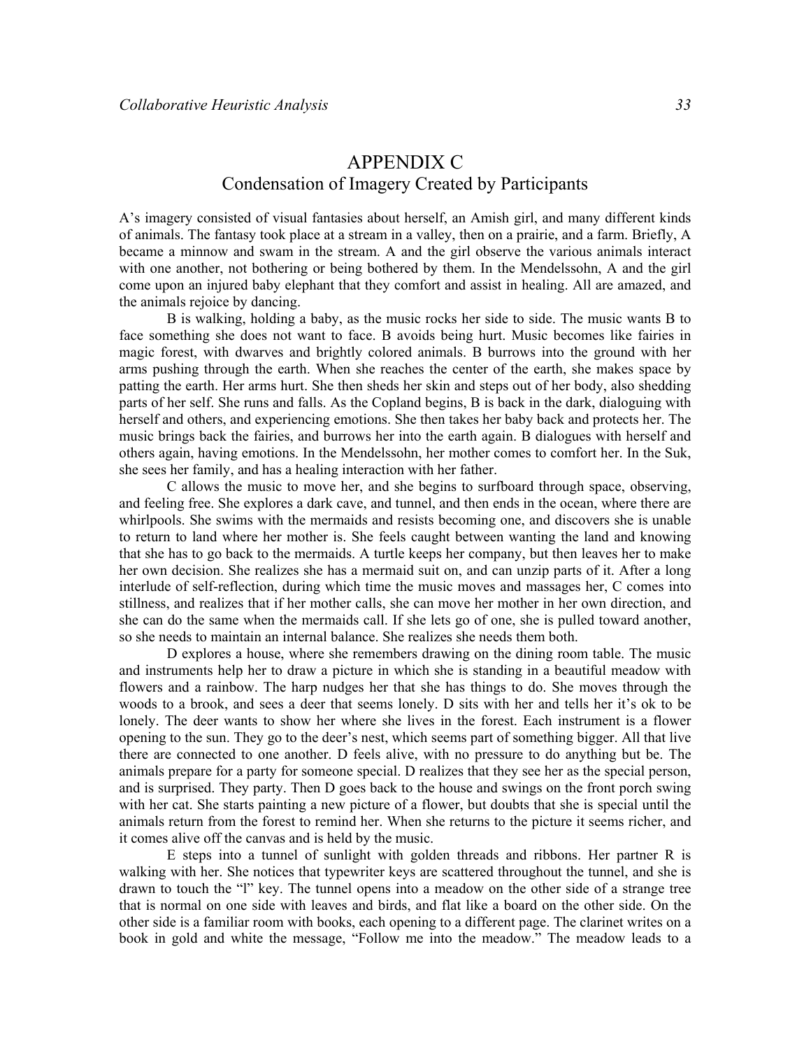# APPENDIX C
## Condensation of Imagery Created by Participants

A's imagery consisted of visual fantasies about herself, an Amish girl, and many different kinds of animals. The fantasy took place at a stream in a valley, then on a prairie, and a farm. Briefly, A became a minnow and swam in the stream. A and the girl observe the various animals interact with one another, not bothering or being bothered by them. In the Mendelssohn, A and the girl come upon an injured baby elephant that they comfort and assist in healing. All are amazed, and the animals rejoice by dancing.

B is walking, holding a baby, as the music rocks her side to side. The music wants B to face something she does not want to face. B avoids being hurt. Music becomes like fairies in magic forest, with dwarves and brightly colored animals. B burrows into the ground with her arms pushing through the earth. When she reaches the center of the earth, she makes space by patting the earth. Her arms hurt. She then sheds her skin and steps out of her body, also shedding parts of her self. She runs and falls. As the Copland begins, B is back in the dark, dialoguing with herself and others, and experiencing emotions. She then takes her baby back and protects her. The music brings back the fairies, and burrows her into the earth again. B dialogues with herself and others again, having emotions. In the Mendelssohn, her mother comes to comfort her. In the Suk, she sees her family, and has a healing interaction with her father.

C allows the music to move her, and she begins to surfboard through space, observing, and feeling free. She explores a dark cave, and tunnel, and then ends in the ocean, where there are whirlpools. She swims with the mermaids and resists becoming one, and discovers she is unable to return to land where her mother is. She feels caught between wanting the land and knowing that she has to go back to the mermaids. A turtle keeps her company, but then leaves her to make her own decision. She realizes she has a mermaid suit on, and can unzip parts of it. After a long interlude of self-reflection, during which time the music moves and massages her, C comes into stillness, and realizes that if her mother calls, she can move her mother in her own direction, and she can do the same when the mermaids call. If she lets go of one, she is pulled toward another, so she needs to maintain an internal balance. She realizes she needs them both.

D explores a house, where she remembers drawing on the dining room table. The music and instruments help her to draw a picture in which she is standing in a beautiful meadow with flowers and a rainbow. The harp nudges her that she has things to do. She moves through the woods to a brook, and sees a deer that seems lonely. D sits with her and tells her it's ok to be lonely. The deer wants to show her where she lives in the forest. Each instrument is a flower opening to the sun. They go to the deer's nest, which seems part of something bigger. All that live there are connected to one another. D feels alive, with no pressure to do anything but be. The animals prepare for a party for someone special. D realizes that they see her as the special person, and is surprised. They party. Then D goes back to the house and swings on the front porch swing with her cat. She starts painting a new picture of a flower, but doubts that she is special until the animals return from the forest to remind her. When she returns to the picture it seems richer, and it comes alive off the canvas and is held by the music.

E steps into a tunnel of sunlight with golden threads and ribbons. Her partner R is walking with her. She notices that typewriter keys are scattered throughout the tunnel, and she is drawn to touch the "l" key. The tunnel opens into a meadow on the other side of a strange tree that is normal on one side with leaves and birds, and flat like a board on the other side. On the other side is a familiar room with books, each opening to a different page. The clarinet writes on a book in gold and white the message, "Follow me into the meadow." The meadow leads to a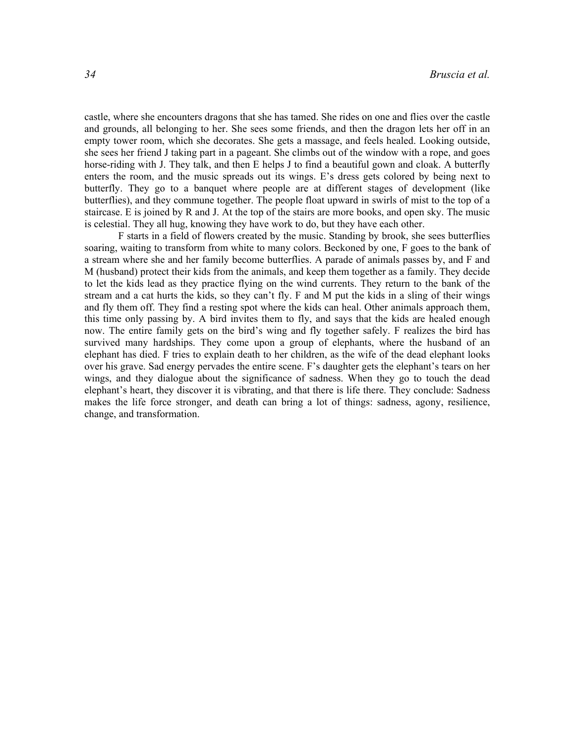castle, where she encounters dragons that she has tamed. She rides on one and flies over the castle and grounds, all belonging to her. She sees some friends, and then the dragon lets her off in an empty tower room, which she decorates. She gets a massage, and feels healed. Looking outside, she sees her friend J taking part in a pageant. She climbs out of the window with a rope, and goes horse-riding with J. They talk, and then E helps J to find a beautiful gown and cloak. A butterfly enters the room, and the music spreads out its wings. E's dress gets colored by being next to butterfly. They go to a banquet where people are at different stages of development (like butterflies), and they commune together. The people float upward in swirls of mist to the top of a staircase. E is joined by R and J. At the top of the stairs are more books, and open sky. The music is celestial. They all hug, knowing they have work to do, but they have each other.

F starts in a field of flowers created by the music. Standing by brook, she sees butterflies soaring, waiting to transform from white to many colors. Beckoned by one, F goes to the bank of a stream where she and her family become butterflies. A parade of animals passes by, and F and M (husband) protect their kids from the animals, and keep them together as a family. They decide to let the kids lead as they practice flying on the wind currents. They return to the bank of the stream and a cat hurts the kids, so they can't fly. F and M put the kids in a sling of their wings and fly them off. They find a resting spot where the kids can heal. Other animals approach them, this time only passing by. A bird invites them to fly, and says that the kids are healed enough now. The entire family gets on the bird's wing and fly together safely. F realizes the bird has survived many hardships. They come upon a group of elephants, where the husband of an elephant has died. F tries to explain death to her children, as the wife of the dead elephant looks over his grave. Sad energy pervades the entire scene. F's daughter gets the elephant's tears on her wings, and they dialogue about the significance of sadness. When they go to touch the dead elephant's heart, they discover it is vibrating, and that there is life there. They conclude: Sadness makes the life force stronger, and death can bring a lot of things: sadness, agony, resilience, change, and transformation.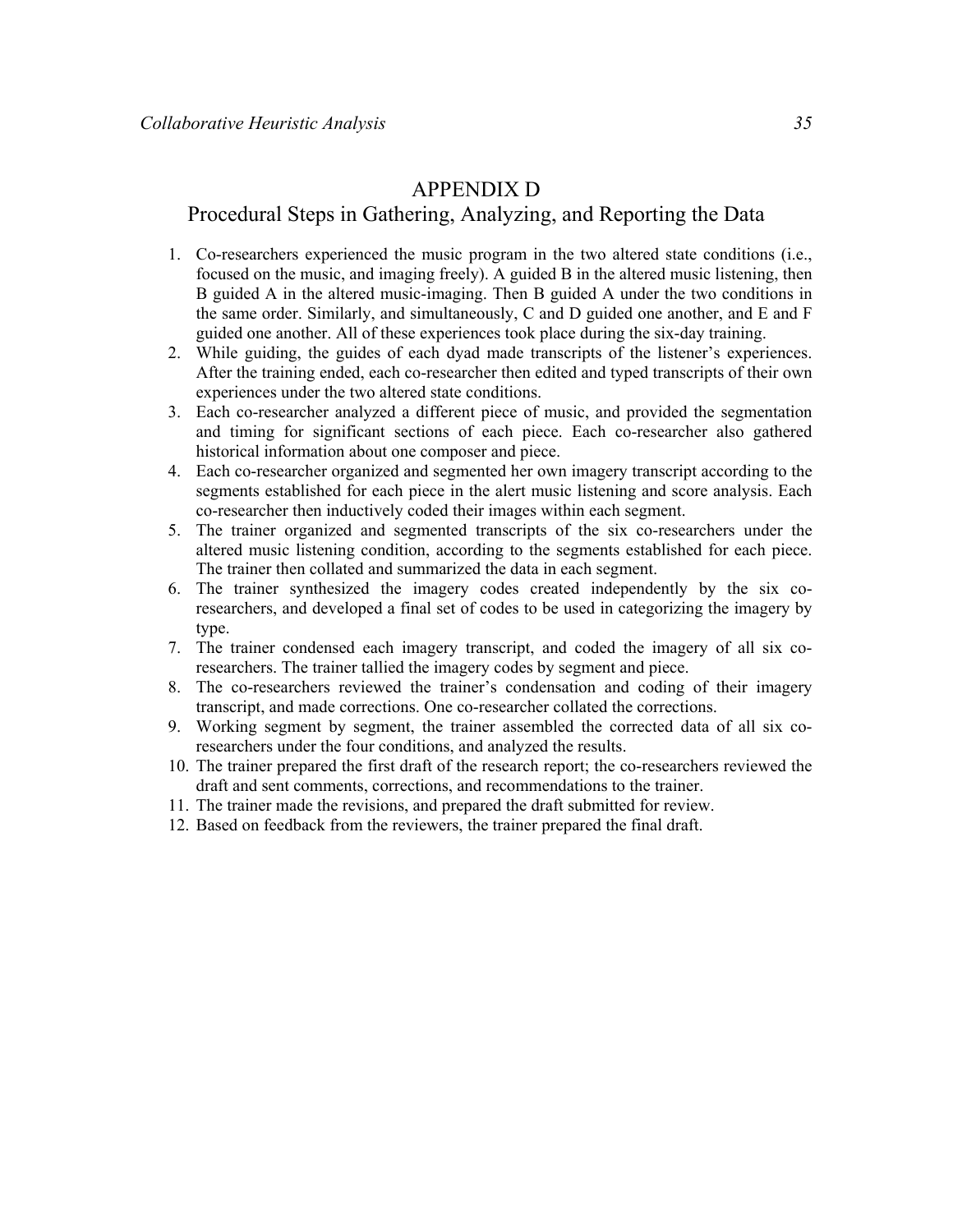# APPENDIX D

## Procedural Steps in Gathering, Analyzing, and Reporting the Data

1. Co-researchers experienced the music program in the two altered state conditions (i.e., focused on the music, and imaging freely). A guided B in the altered music listening, then B guided A in the altered music-imaging. Then B guided A under the two conditions in the same order. Similarly, and simultaneously, C and D guided one another, and E and F guided one another. All of these experiences took place during the six-day training.
2. While guiding, the guides of each dyad made transcripts of the listener's experiences. After the training ended, each co-researcher then edited and typed transcripts of their own experiences under the two altered state conditions.
3. Each co-researcher analyzed a different piece of music, and provided the segmentation and timing for significant sections of each piece. Each co-researcher also gathered historical information about one composer and piece.
4. Each co-researcher organized and segmented her own imagery transcript according to the segments established for each piece in the alert music listening and score analysis. Each co-researcher then inductively coded their images within each segment.
5. The trainer organized and segmented transcripts of the six co-researchers under the altered music listening condition, according to the segments established for each piece. The trainer then collated and summarized the data in each segment.
6. The trainer synthesized the imagery codes created independently by the six co-researchers, and developed a final set of codes to be used in categorizing the imagery by type.
7. The trainer condensed each imagery transcript, and coded the imagery of all six co-researchers. The trainer tallied the imagery codes by segment and piece.
8. The co-researchers reviewed the trainer's condensation and coding of their imagery transcript, and made corrections. One co-researcher collated the corrections.
9. Working segment by segment, the trainer assembled the corrected data of all six co-researchers under the four conditions, and analyzed the results.
10. The trainer prepared the first draft of the research report; the co-researchers reviewed the draft and sent comments, corrections, and recommendations to the trainer.
11. The trainer made the revisions, and prepared the draft submitted for review.
12. Based on feedback from the reviewers, the trainer prepared the final draft.